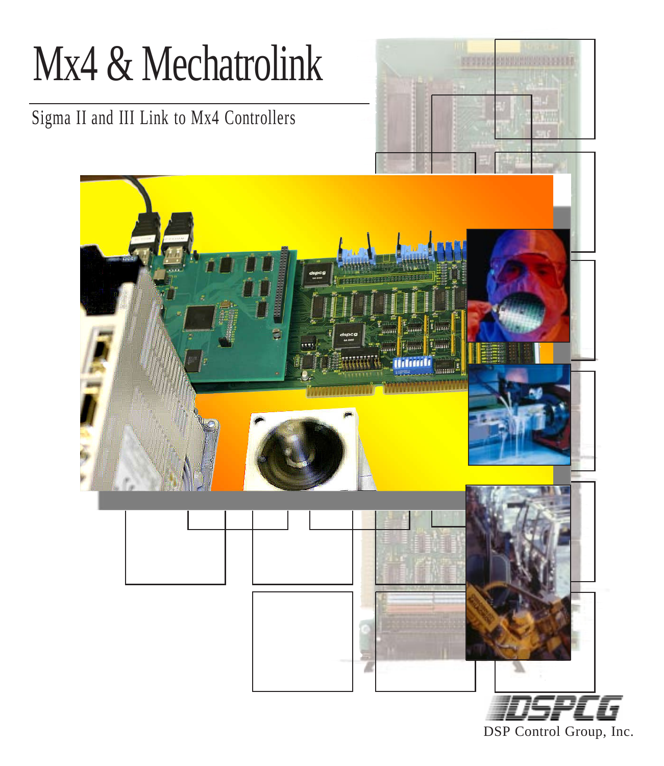# Mx4 & Mechatrolink

## Sigma II and III Link to Mx4 Controllers

DSP Control Group, Inc.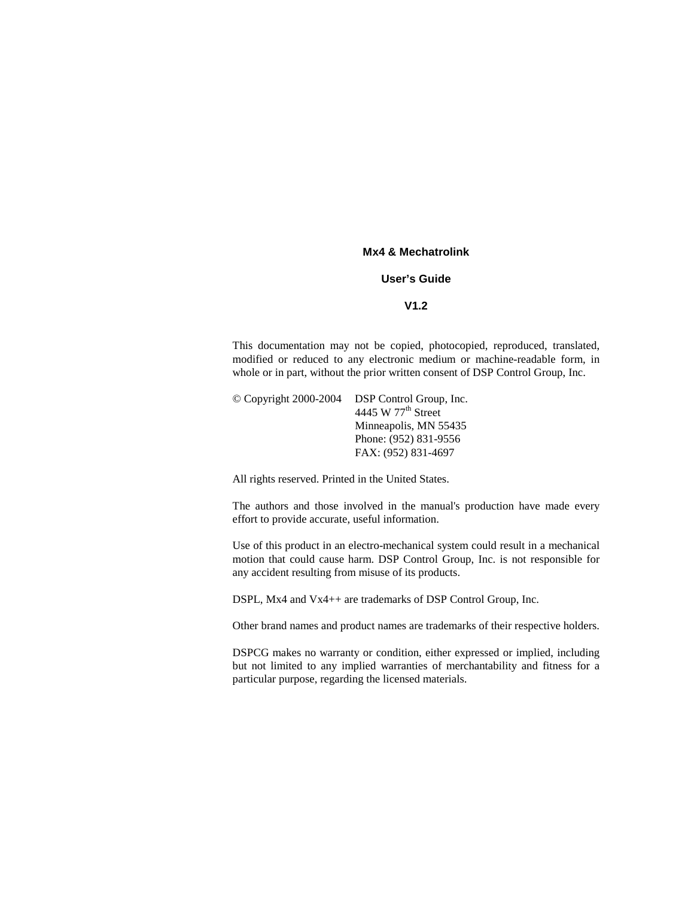**Mx4 & Mechatrolink**

**User's Guide**

**V1.2**

This documentation may not be copied, photocopied, reproduced, translated, modified or reduced to any electronic medium or machine-readable form, in whole or in part, without the prior written consent of DSP Control Group, Inc.

© Copyright 2000-2004 DSP Control Group, Inc.
4445 W 77th Street
Minneapolis, MN 55435
Phone: (952) 831-9556
FAX: (952) 831-4697

All rights reserved. Printed in the United States.

The authors and those involved in the manual's production have made every effort to provide accurate, useful information.

Use of this product in an electro-mechanical system could result in a mechanical motion that could cause harm. DSP Control Group, Inc. is not responsible for any accident resulting from misuse of its products.

DSPL, Mx4 and Vx4++ are trademarks of DSP Control Group, Inc.

Other brand names and product names are trademarks of their respective holders.

DSPCG makes no warranty or condition, either expressed or implied, including but not limited to any implied warranties of merchantability and fitness for a particular purpose, regarding the licensed materials.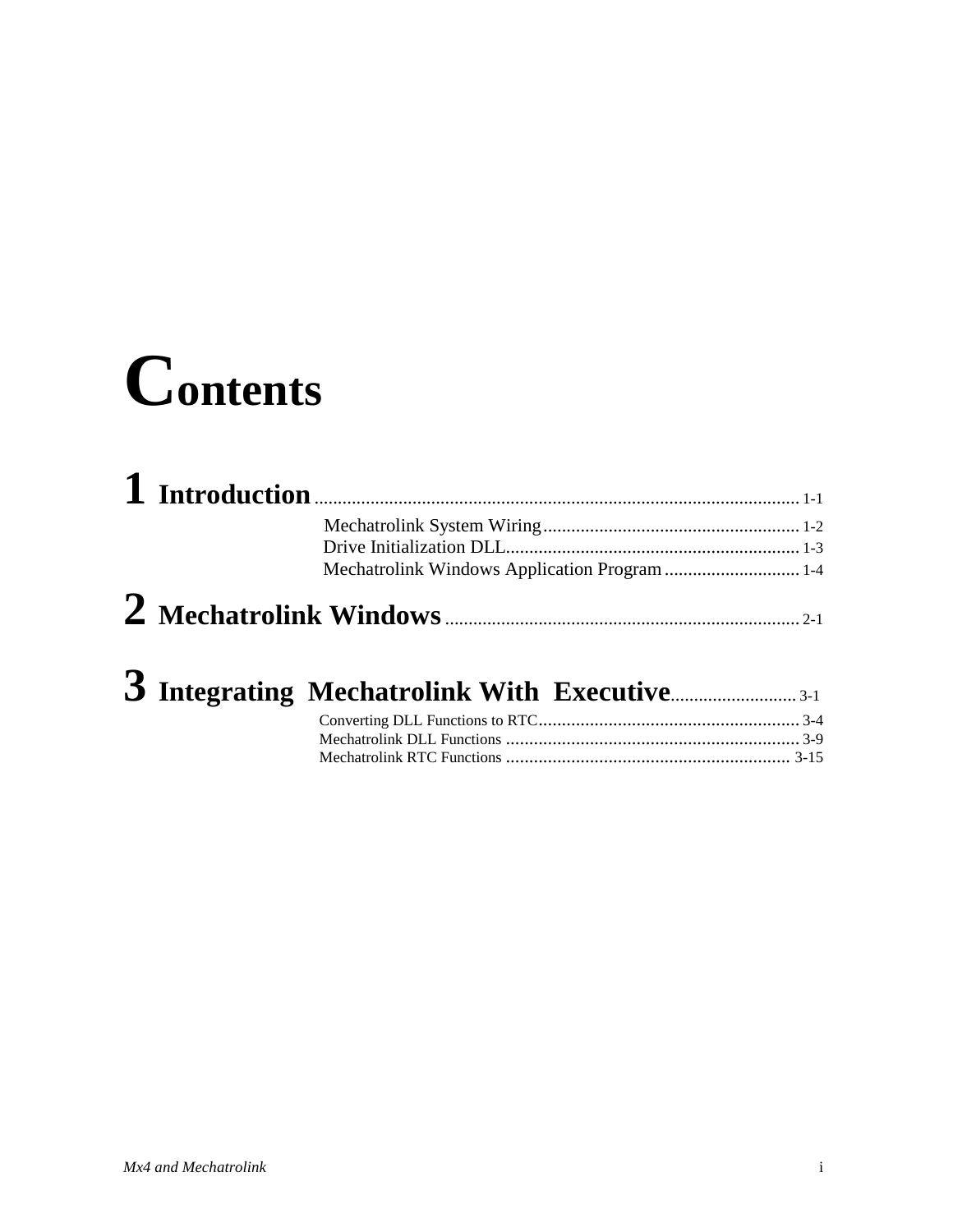# Contents

## 1 Introduction ........................................................................................................ 1-1

- Mechatrolink System Wiring ....................................................... 1-2
- Drive Initialization DLL................................................................ 1-3
- Mechatrolink Windows Application Program ............................. 1-4

## 2 Mechatrolink Windows ........................................................................... 2-1

## 3 Integrating Mechatrolink With Executive........................... 3-1

- Converting DLL Functions to RTC......................................................... 3-4
- Mechatrolink DLL Functions ............................................................... 3-9
- Mechatrolink RTC Functions ............................................................. 3-15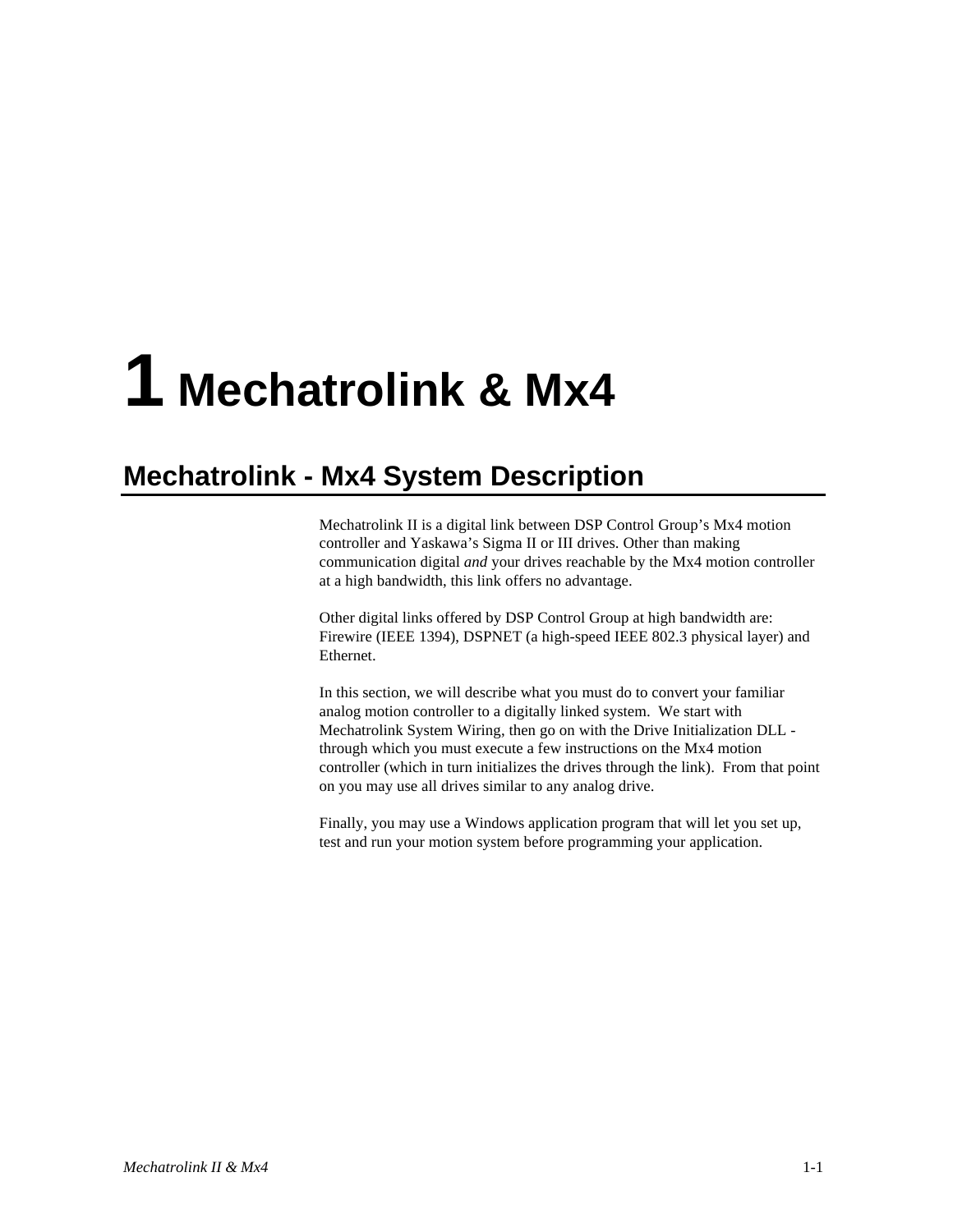# 1 Mechatrolink & Mx4

## Mechatrolink - Mx4 System Description

Mechatrolink II is a digital link between DSP Control Group's Mx4 motion controller and Yaskawa's Sigma II or III drives. Other than making communication digital *and* your drives reachable by the Mx4 motion controller at a high bandwidth, this link offers no advantage.

Other digital links offered by DSP Control Group at high bandwidth are: Firewire (IEEE 1394), DSPNET (a high-speed IEEE 802.3 physical layer) and Ethernet.

In this section, we will describe what you must do to convert your familiar analog motion controller to a digitally linked system. We start with Mechatrolink System Wiring, then go on with the Drive Initialization DLL - through which you must execute a few instructions on the Mx4 motion controller (which in turn initializes the drives through the link). From that point on you may use all drives similar to any analog drive.

Finally, you may use a Windows application program that will let you set up, test and run your motion system before programming your application.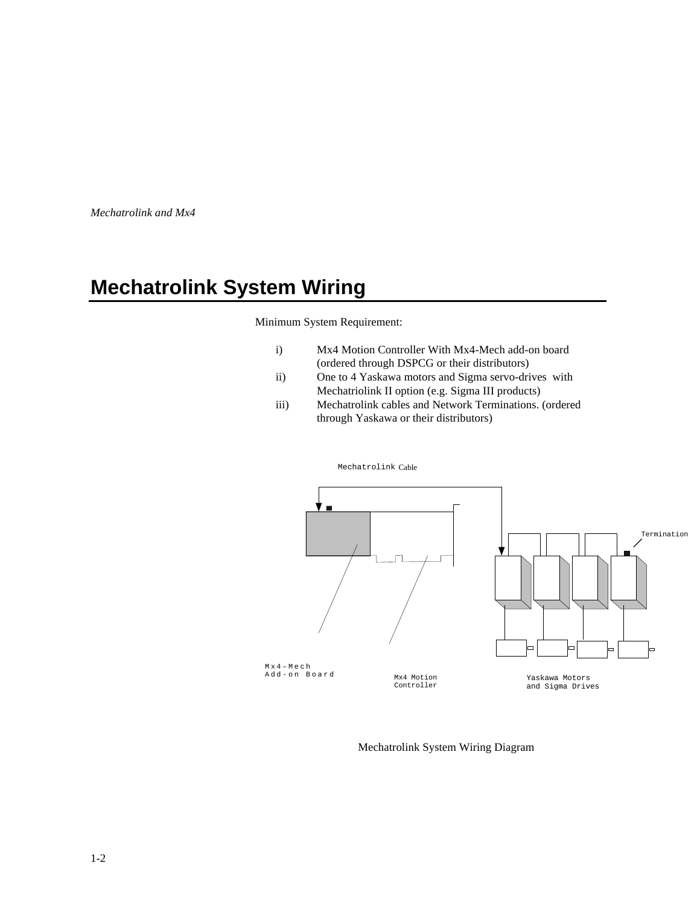# Mechatrolink System Wiring

Minimum System Requirement:

i) Mx4 Motion Controller With Mx4-Mech add-on board (ordered through DSPCG or their distributors)

ii) One to 4 Yaskawa motors and Sigma servo-drives with Mechatriolink II option (e.g. Sigma III products)

iii) Mechatrolink cables and Network Terminations. (ordered through Yaskawa or their distributors)

Mechatrolink Cable

Termination

Mx4-Mech Add-on Board

Mx4 Motion Controller

Yaskawa Motors and Sigma Drives

Mechatrolink System Wiring Diagram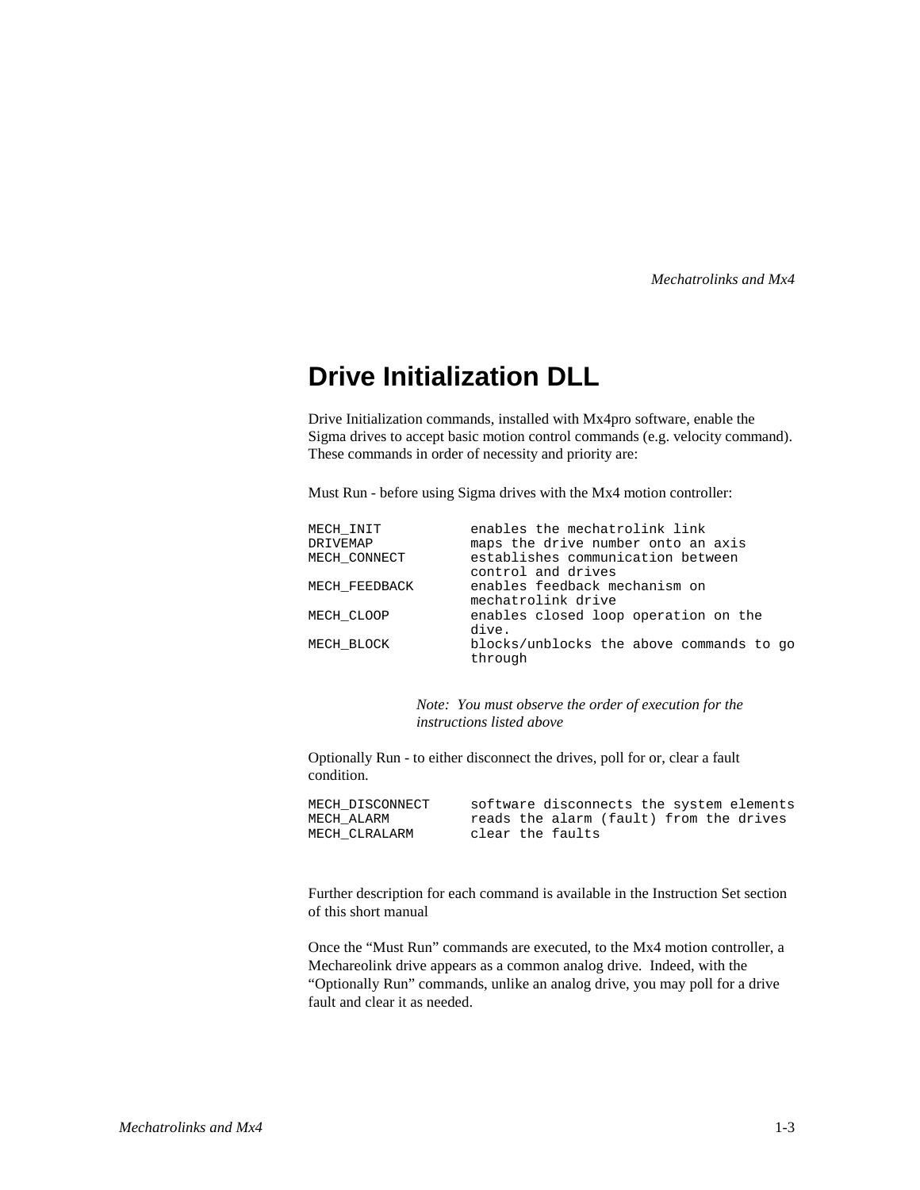# Drive Initialization DLL

Drive Initialization commands, installed with Mx4pro software, enable the Sigma drives to accept basic motion control commands (e.g. velocity command). These commands in order of necessity and priority are:

Must Run - before using Sigma drives with the Mx4 motion controller:

```
MECH_INIT           enables the mechatrolink link
DRIVEMAP            maps the drive number onto an axis
MECH_CONNECT        establishes communication between
                    control and drives
MECH_FEEDBACK       enables feedback mechanism on
                    mechatrolink drive
MECH_CLOOP          enables closed loop operation on the
                    dive.
MECH_BLOCK          blocks/unblocks the above commands to go
                    through
```

*Note: You must observe the order of execution for the instructions listed above*

Optionally Run - to either disconnect the drives, poll for or, clear a fault condition.

```
MECH_DISCONNECT     software disconnects the system elements
MECH_ALARM          reads the alarm (fault) from the drives
MECH_CLRALARM       clear the faults
```

Further description for each command is available in the Instruction Set section of this short manual

Once the "Must Run" commands are executed, to the Mx4 motion controller, a Mechareolink drive appears as a common analog drive. Indeed, with the "Optionally Run" commands, unlike an analog drive, you may poll for a drive fault and clear it as needed.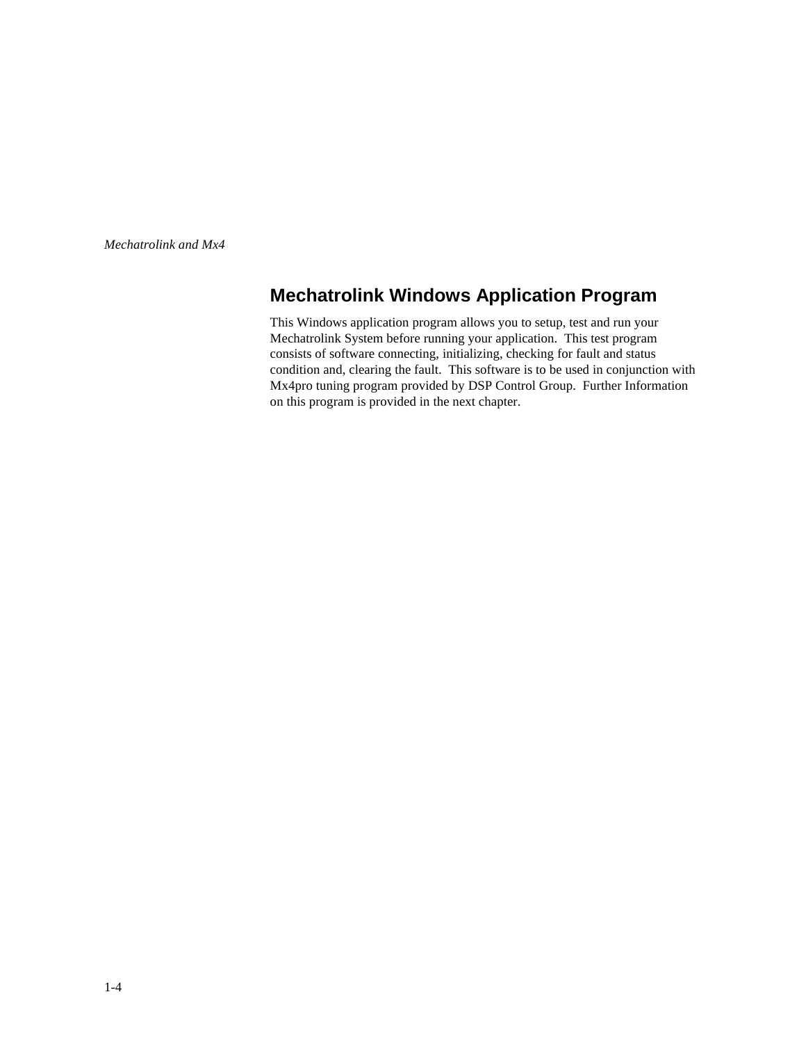## Mechatrolink Windows Application Program

This Windows application program allows you to setup, test and run your Mechatrolink System before running your application.  This test program consists of software connecting, initializing, checking for fault and status condition and, clearing the fault.  This software is to be used in conjunction with Mx4pro tuning program provided by DSP Control Group.  Further Information on this program is provided in the next chapter.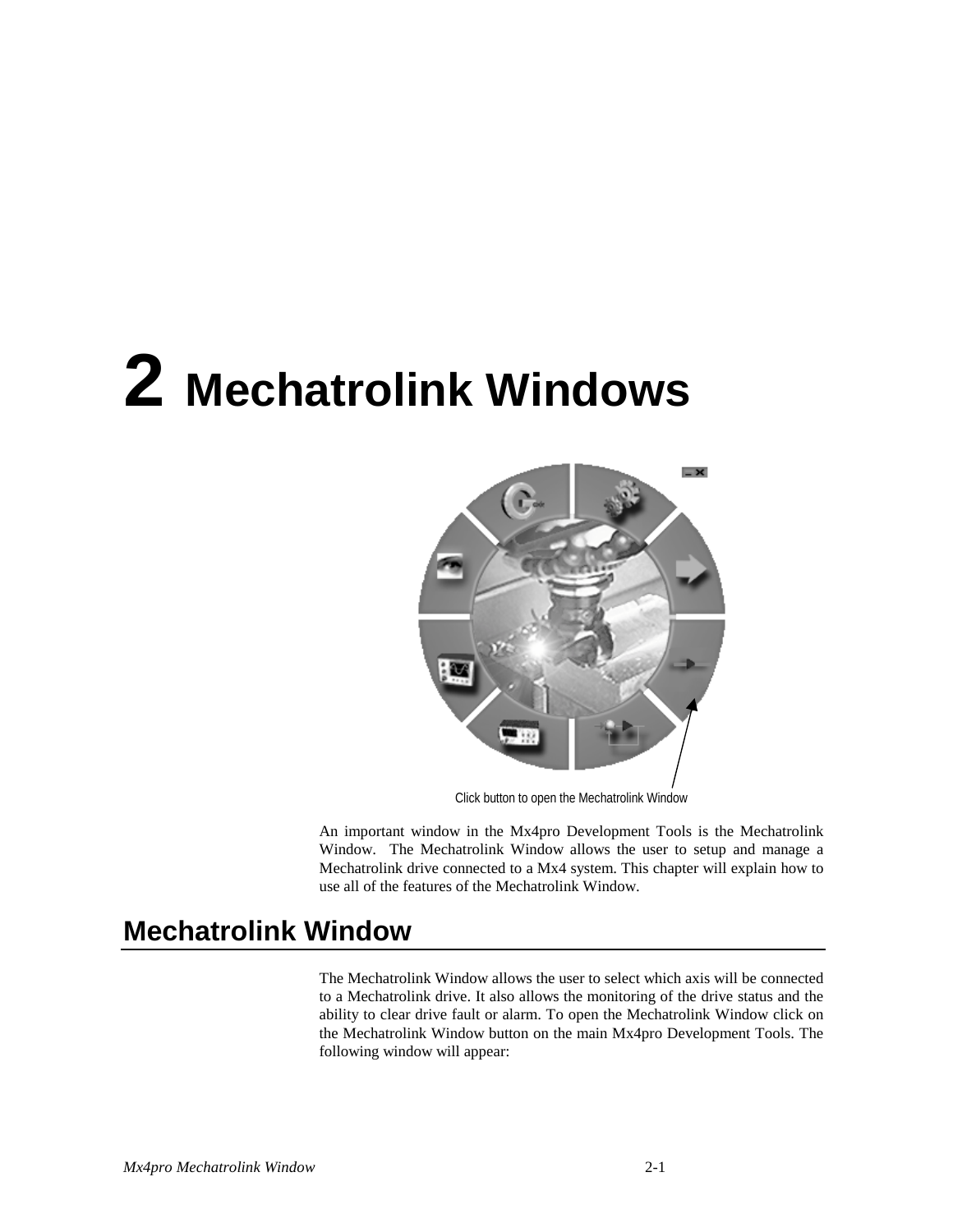# 2 Mechatrolink Windows

Click button to open the Mechatrolink Window

An important window in the Mx4pro Development Tools is the Mechatrolink Window. The Mechatrolink Window allows the user to setup and manage a Mechatrolink drive connected to a Mx4 system. This chapter will explain how to use all of the features of the Mechatrolink Window.

## Mechatrolink Window

The Mechatrolink Window allows the user to select which axis will be connected to a Mechatrolink drive. It also allows the monitoring of the drive status and the ability to clear drive fault or alarm. To open the Mechatrolink Window click on the Mechatrolink Window button on the main Mx4pro Development Tools. The following window will appear: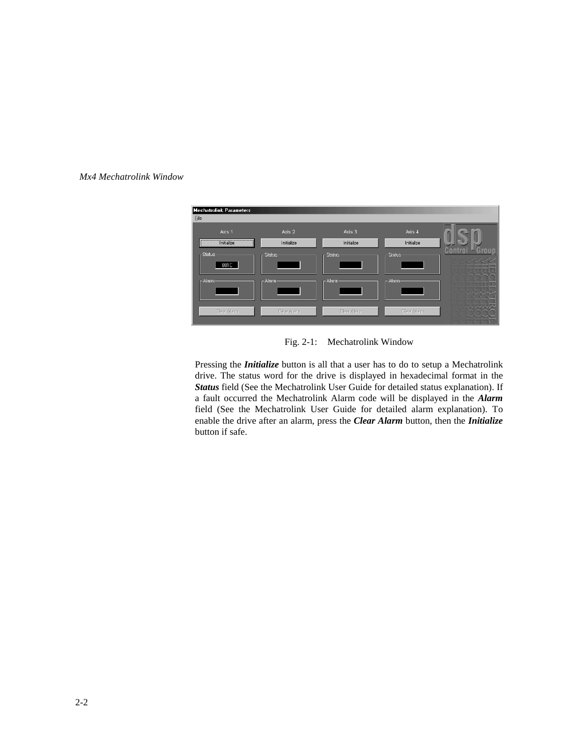*Mx4 Mechatrolink Window*

Fig. 2-1: Mechatrolink Window

Pressing the ***Initialize*** button is all that a user has to do to setup a Mechatrolink drive. The status word for the drive is displayed in hexadecimal format in the ***Status*** field (See the Mechatrolink User Guide for detailed status explanation). If a fault occurred the Mechatrolink Alarm code will be displayed in the ***Alarm*** field (See the Mechatrolink User Guide for detailed alarm explanation). To enable the drive after an alarm, press the ***Clear Alarm*** button, then the ***Initialize*** button if safe.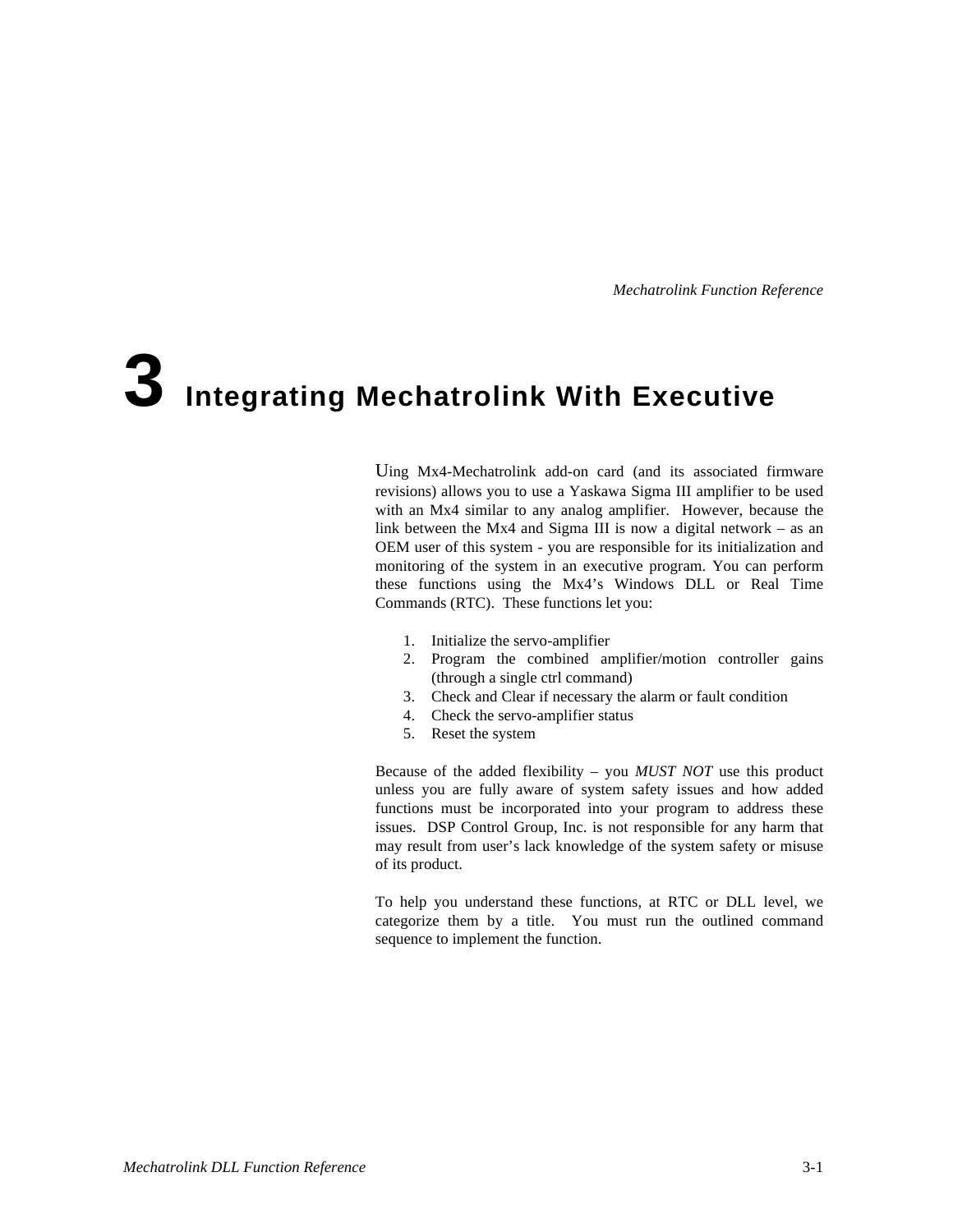# 3 Integrating Mechatrolink With Executive

Using Mx4-Mechatrolink add-on card (and its associated firmware revisions) allows you to use a Yaskawa Sigma III amplifier to be used with an Mx4 similar to any analog amplifier. However, because the link between the Mx4 and Sigma III is now a digital network – as an OEM user of this system - you are responsible for its initialization and monitoring of the system in an executive program. You can perform these functions using the Mx4's Windows DLL or Real Time Commands (RTC). These functions let you:

1. Initialize the servo-amplifier
2. Program the combined amplifier/motion controller gains (through a single ctrl command)
3. Check and Clear if necessary the alarm or fault condition
4. Check the servo-amplifier status
5. Reset the system

Because of the added flexibility – you *MUST NOT* use this product unless you are fully aware of system safety issues and how added functions must be incorporated into your program to address these issues. DSP Control Group, Inc. is not responsible for any harm that may result from user's lack knowledge of the system safety or misuse of its product.

To help you understand these functions, at RTC or DLL level, we categorize them by a title. You must run the outlined command sequence to implement the function.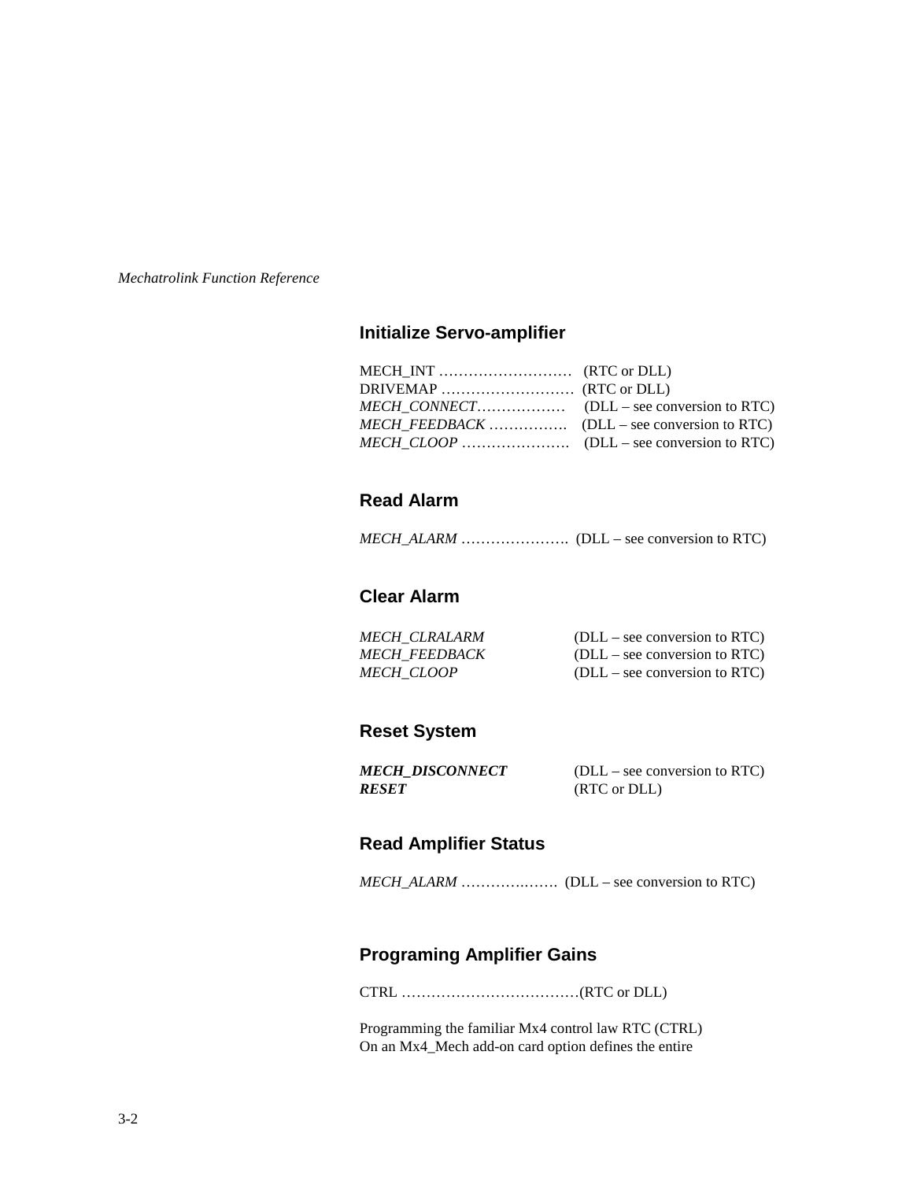*Mechatrolink Function Reference*

## Initialize Servo-amplifier

MECH_INT ……………………… (RTC or DLL)
DRIVEMAP ……………………… (RTC or DLL)
*MECH_CONNECT*……………… (DLL – see conversion to RTC)
*MECH_FEEDBACK* ……………. (DLL – see conversion to RTC)
*MECH_CLOOP* …………………. (DLL – see conversion to RTC)

## Read Alarm

*MECH_ALARM* …………………. (DLL – see conversion to RTC)

## Clear Alarm

*MECH_CLRALARM* (DLL – see conversion to RTC)
*MECH_FEEDBACK* (DLL – see conversion to RTC)
*MECH_CLOOP* (DLL – see conversion to RTC)

## Reset System

***MECH_DISCONNECT*** (DLL – see conversion to RTC)
***RESET*** (RTC or DLL)

## Read Amplifier Status

*MECH_ALARM* ………….……. (DLL – see conversion to RTC)

## Programing Amplifier Gains

CTRL ………………………………(RTC or DLL)

Programming the familiar Mx4 control law RTC (CTRL)
On an Mx4_Mech add-on card option defines the entire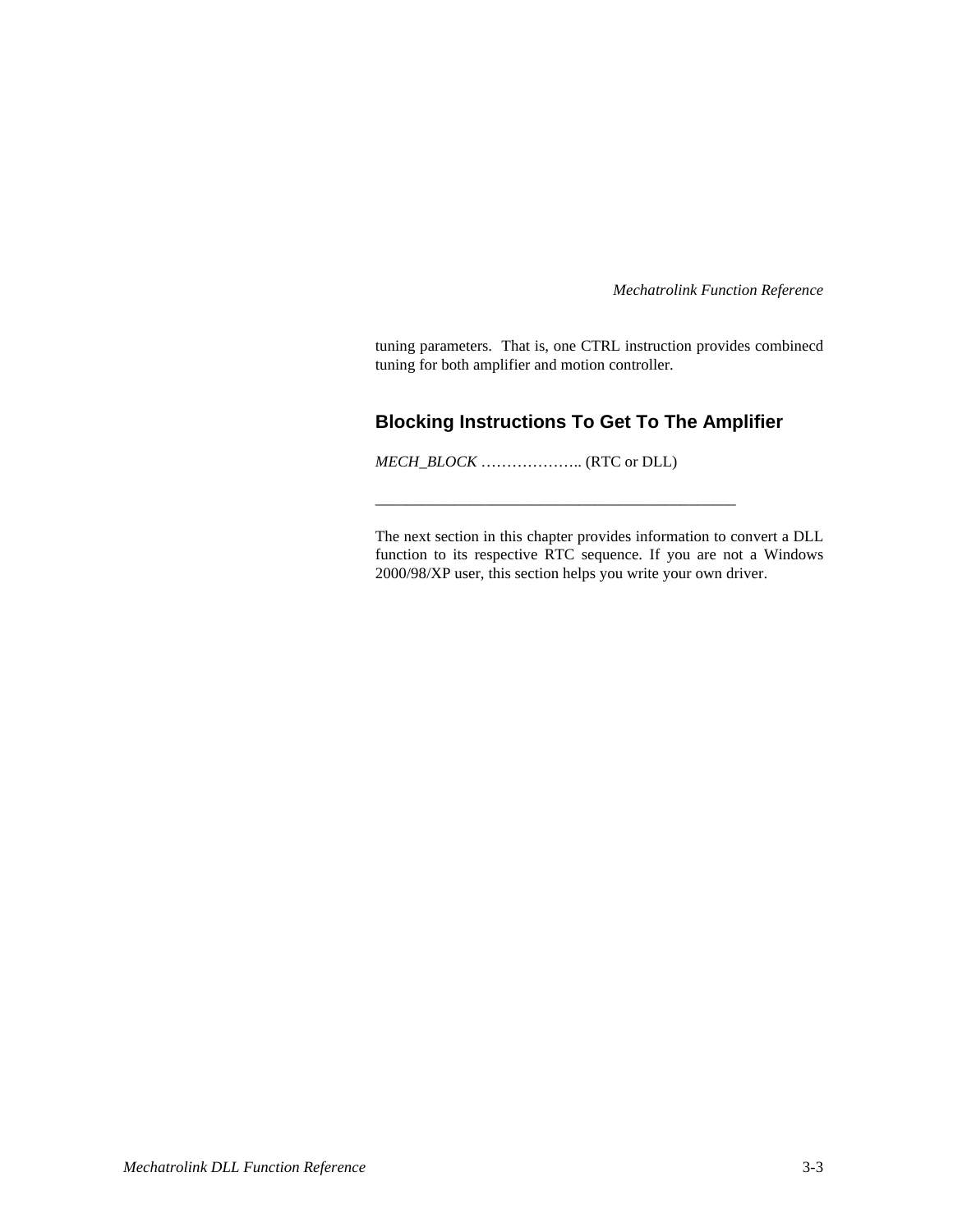tuning parameters. That is, one CTRL instruction provides combinecd tuning for both amplifier and motion controller.

## Blocking Instructions To Get To The Amplifier

*MECH_BLOCK* ……………….. (RTC or DLL)

______________________________________________

The next section in this chapter provides information to convert a DLL function to its respective RTC sequence. If you are not a Windows 2000/98/XP user, this section helps you write your own driver.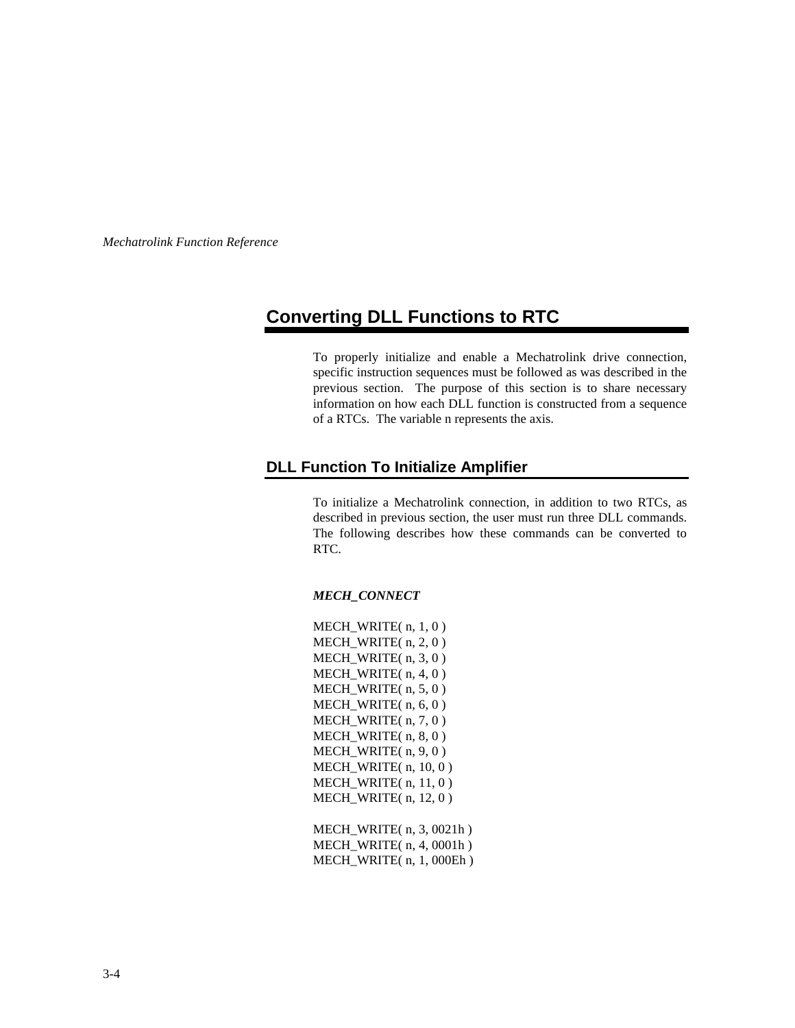## Converting DLL Functions to RTC

To properly initialize and enable a Mechatrolink drive connection, specific instruction sequences must be followed as was described in the previous section. The purpose of this section is to share necessary information on how each DLL function is constructed from a sequence of a RTCs. The variable n represents the axis.

### DLL Function To Initialize Amplifier

To initialize a Mechatrolink connection, in addition to two RTCs, as described in previous section, the user must run three DLL commands. The following describes how these commands can be converted to RTC.

***MECH_CONNECT***

```
MECH_WRITE( n, 1, 0 )
MECH_WRITE( n, 2, 0 )
MECH_WRITE( n, 3, 0 )
MECH_WRITE( n, 4, 0 )
MECH_WRITE( n, 5, 0 )
MECH_WRITE( n, 6, 0 )
MECH_WRITE( n, 7, 0 )
MECH_WRITE( n, 8, 0 )
MECH_WRITE( n, 9, 0 )
MECH_WRITE( n, 10, 0 )
MECH_WRITE( n, 11, 0 )
MECH_WRITE( n, 12, 0 )

MECH_WRITE( n, 3, 0021h )
MECH_WRITE( n, 4, 0001h )
MECH_WRITE( n, 1, 000Eh )
```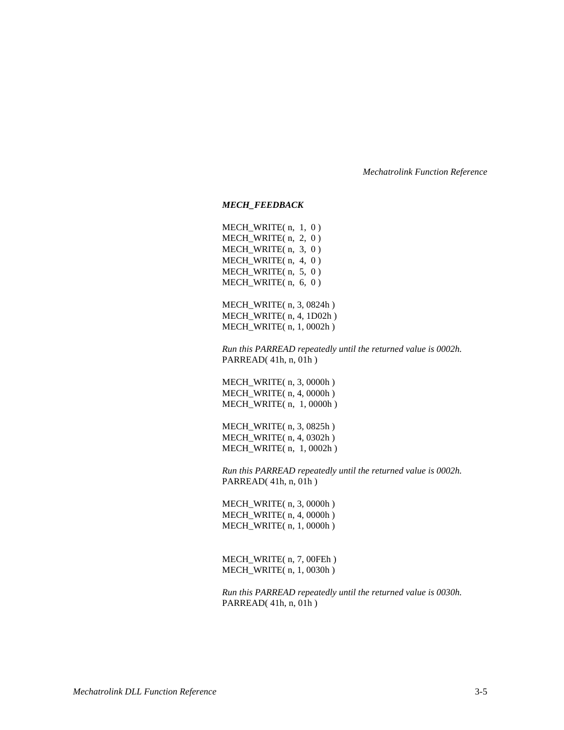### *MECH_FEEDBACK*

MECH_WRITE( n,  1,  0 )
MECH_WRITE( n,  2,  0 )
MECH_WRITE( n,  3,  0 )
MECH_WRITE( n,  4,  0 )
MECH_WRITE( n,  5,  0 )
MECH_WRITE( n,  6,  0 )

MECH_WRITE( n, 3, 0824h )
MECH_WRITE( n, 4, 1D02h )
MECH_WRITE( n, 1, 0002h )

*Run this PARREAD repeatedly until the returned value is 0002h.*
PARREAD( 41h, n, 01h )

MECH_WRITE( n, 3, 0000h )
MECH_WRITE( n, 4, 0000h )
MECH_WRITE( n,  1, 0000h )

MECH_WRITE( n, 3, 0825h )
MECH_WRITE( n, 4, 0302h )
MECH_WRITE( n,  1, 0002h )

*Run this PARREAD repeatedly until the returned value is 0002h.*
PARREAD( 41h, n, 01h )

MECH_WRITE( n, 3, 0000h )
MECH_WRITE( n, 4, 0000h )
MECH_WRITE( n, 1, 0000h )

MECH_WRITE( n, 7, 00FEh )
MECH_WRITE( n, 1, 0030h )

*Run this PARREAD repeatedly until the returned value is 0030h.*
PARREAD( 41h, n, 01h )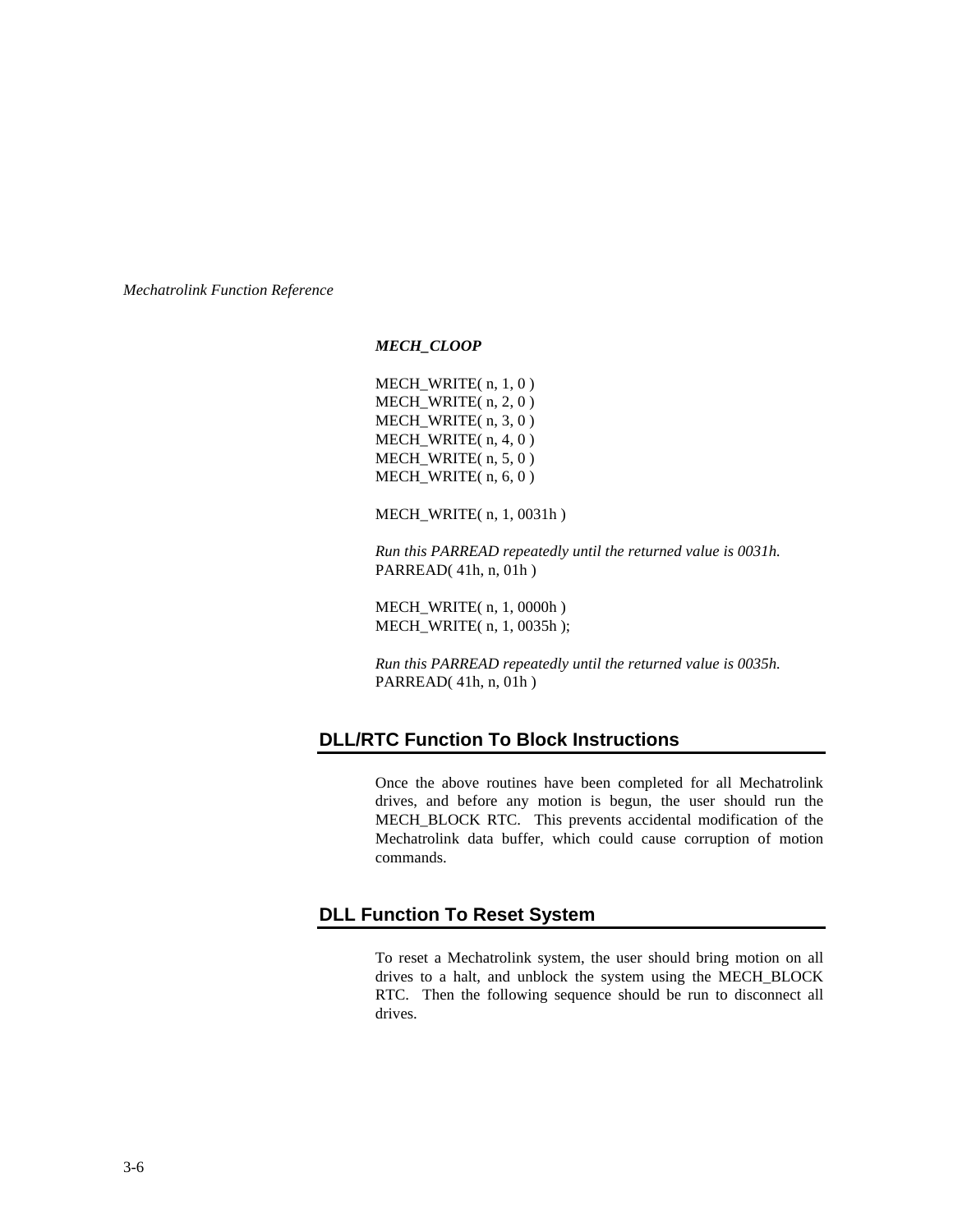***MECH_CLOOP***

```
MECH_WRITE( n, 1, 0 )
MECH_WRITE( n, 2, 0 )
MECH_WRITE( n, 3, 0 )
MECH_WRITE( n, 4, 0 )
MECH_WRITE( n, 5, 0 )
MECH_WRITE( n, 6, 0 )

MECH_WRITE( n, 1, 0031h )
```

*Run this PARREAD repeatedly until the returned value is 0031h.*

```
PARREAD( 41h, n, 01h )

MECH_WRITE( n, 1, 0000h )
MECH_WRITE( n, 1, 0035h );
```

*Run this PARREAD repeatedly until the returned value is 0035h.*

```
PARREAD( 41h, n, 01h )
```

## DLL/RTC Function To Block Instructions

Once the above routines have been completed for all Mechatrolink drives, and before any motion is begun, the user should run the MECH_BLOCK RTC. This prevents accidental modification of the Mechatrolink data buffer, which could cause corruption of motion commands.

## DLL Function To Reset System

To reset a Mechatrolink system, the user should bring motion on all drives to a halt, and unblock the system using the MECH_BLOCK RTC. Then the following sequence should be run to disconnect all drives.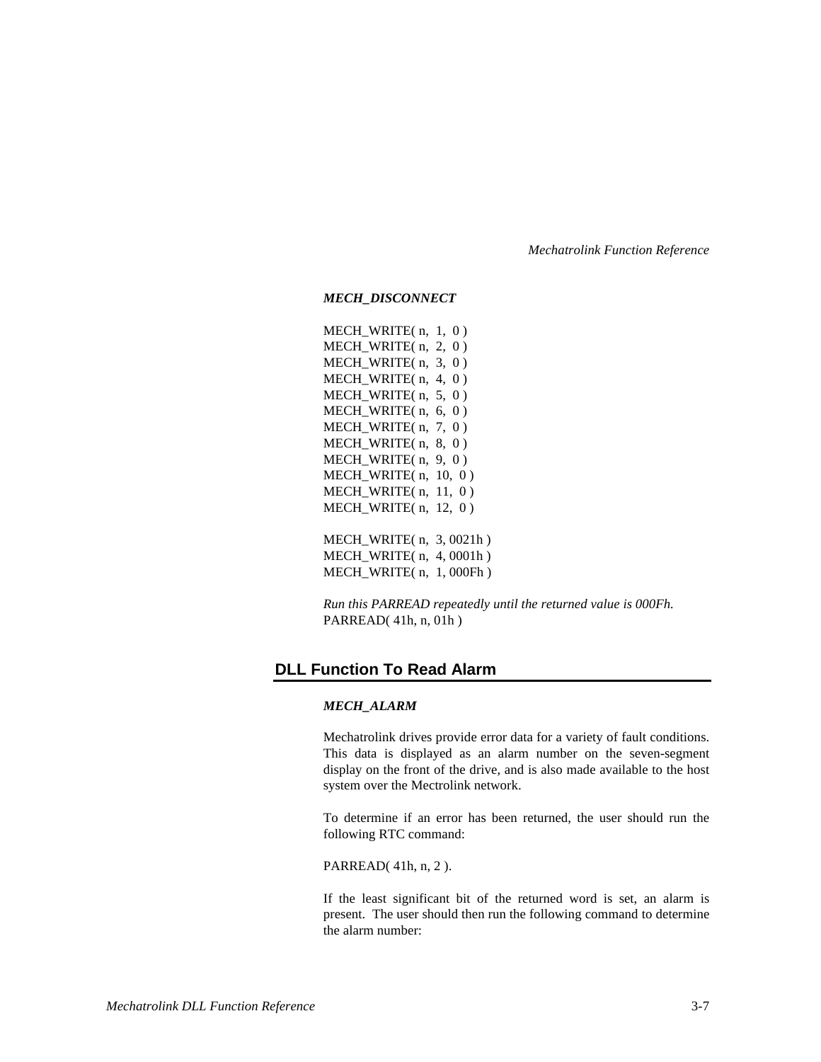***MECH_DISCONNECT***

```
MECH_WRITE( n,  1,  0 )
MECH_WRITE( n,  2,  0 )
MECH_WRITE( n,  3,  0 )
MECH_WRITE( n,  4,  0 )
MECH_WRITE( n,  5,  0 )
MECH_WRITE( n,  6,  0 )
MECH_WRITE( n,  7,  0 )
MECH_WRITE( n,  8,  0 )
MECH_WRITE( n,  9,  0 )
MECH_WRITE( n,  10,  0 )
MECH_WRITE( n,  11,  0 )
MECH_WRITE( n,  12,  0 )

MECH_WRITE( n,  3, 0021h )
MECH_WRITE( n,  4, 0001h )
MECH_WRITE( n,  1, 000Fh )
```

*Run this PARREAD repeatedly until the returned value is 000Fh.*
PARREAD( 41h, n, 01h )

## DLL Function To Read Alarm

***MECH_ALARM***

Mechatrolink drives provide error data for a variety of fault conditions. This data is displayed as an alarm number on the seven-segment display on the front of the drive, and is also made available to the host system over the Mectrolink network.

To determine if an error has been returned, the user should run the following RTC command:

PARREAD( 41h, n, 2 ).

If the least significant bit of the returned word is set, an alarm is present. The user should then run the following command to determine the alarm number: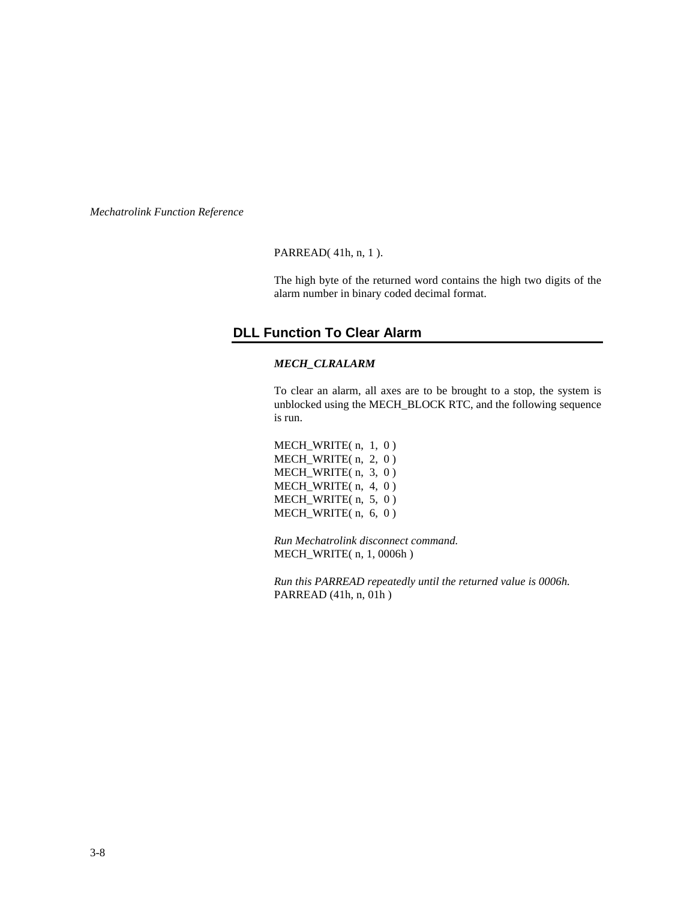PARREAD( 41h, n, 1 ).

The high byte of the returned word contains the high two digits of the alarm number in binary coded decimal format.

## DLL Function To Clear Alarm

***MECH_CLRALARM***

To clear an alarm, all axes are to be brought to a stop, the system is unblocked using the MECH_BLOCK RTC, and the following sequence is run.

```
MECH_WRITE( n,  1,  0 )
MECH_WRITE( n,  2,  0 )
MECH_WRITE( n,  3,  0 )
MECH_WRITE( n,  4,  0 )
MECH_WRITE( n,  5,  0 )
MECH_WRITE( n,  6,  0 )
```

*Run Mechatrolink disconnect command.*

MECH_WRITE( n, 1, 0006h )

*Run this PARREAD repeatedly until the returned value is 0006h.*

PARREAD (41h, n, 01h )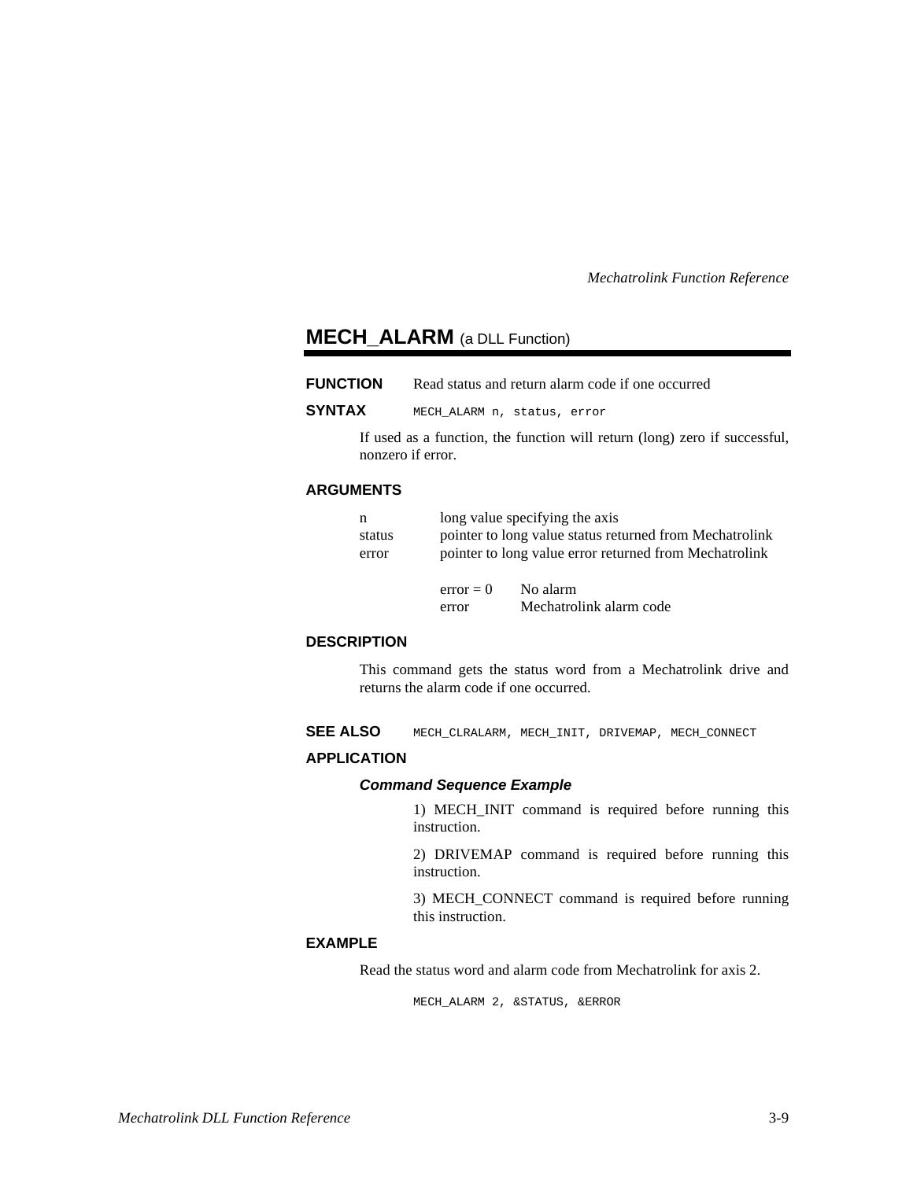## MECH_ALARM (a DLL Function)

**FUNCTION** Read status and return alarm code if one occurred

**SYNTAX** `MECH_ALARM n, status, error`

If used as a function, the function will return (long) zero if successful, nonzero if error.

### ARGUMENTS

| | |
|---|---|
| n | long value specifying the axis |
| status | pointer to long value status returned from Mechatrolink |
| error | pointer to long value error returned from Mechatrolink |

| | |
|---|---|
| error = 0 | No alarm |
| error | Mechatrolink alarm code |

### DESCRIPTION

This command gets the status word from a Mechatrolink drive and returns the alarm code if one occurred.

**SEE ALSO** `MECH_CLRALARM, MECH_INIT, DRIVEMAP, MECH_CONNECT`

### APPLICATION

***Command Sequence Example***

1) MECH_INIT command is required before running this instruction.

2) DRIVEMAP command is required before running this instruction.

3) MECH_CONNECT command is required before running this instruction.

### EXAMPLE

Read the status word and alarm code from Mechatrolink for axis 2.

```
MECH_ALARM 2, &STATUS, &ERROR
```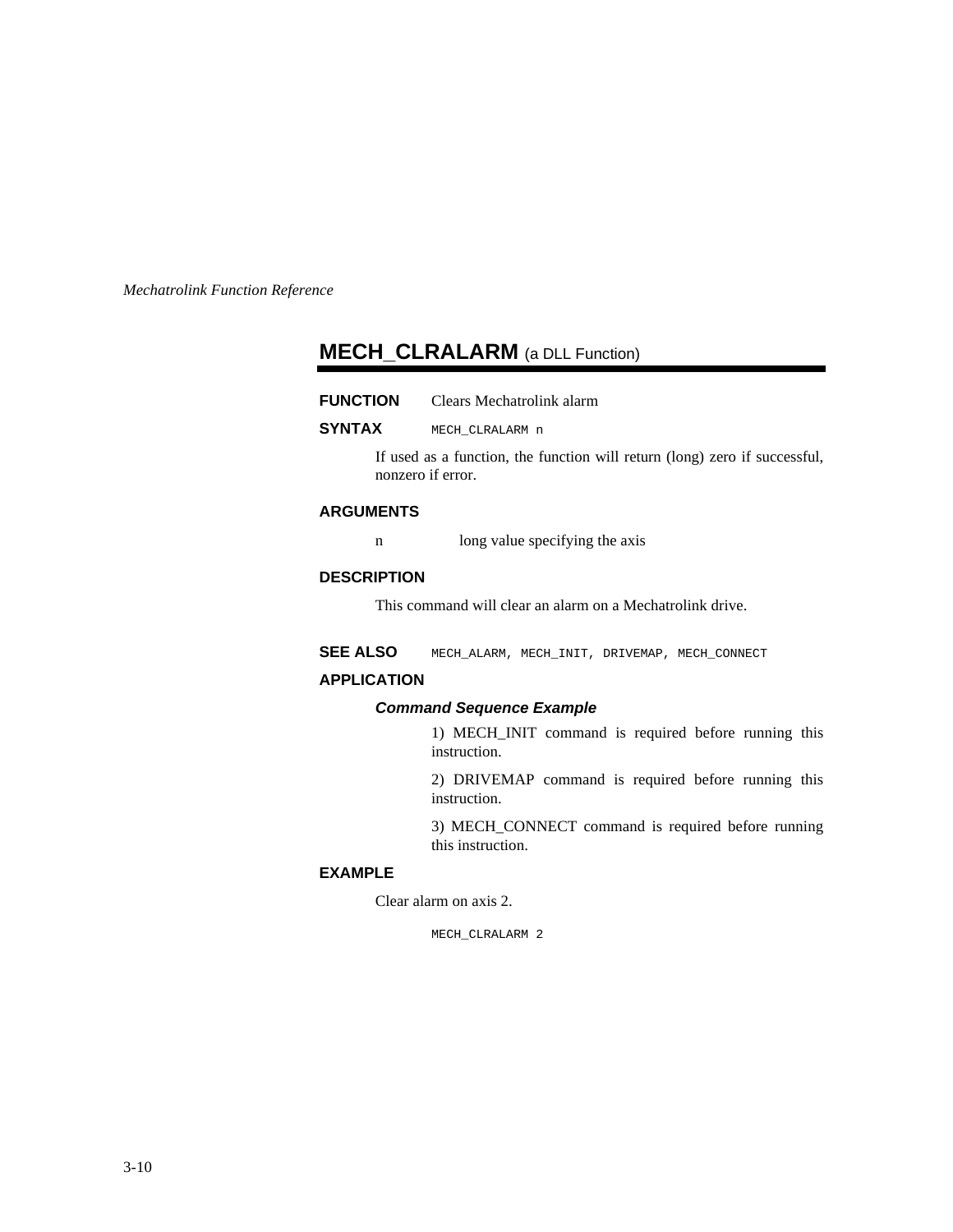## MECH_CLRALARM (a DLL Function)

**FUNCTION** Clears Mechatrolink alarm

**SYNTAX** `MECH_CLRALARM n`

If used as a function, the function will return (long) zero if successful, nonzero if error.

**ARGUMENTS**

n long value specifying the axis

**DESCRIPTION**

This command will clear an alarm on a Mechatrolink drive.

**SEE ALSO** `MECH_ALARM, MECH_INIT, DRIVEMAP, MECH_CONNECT`

**APPLICATION**

***Command Sequence Example***

1) MECH_INIT command is required before running this instruction.

2) DRIVEMAP command is required before running this instruction.

3) MECH_CONNECT command is required before running this instruction.

**EXAMPLE**

Clear alarm on axis 2.

```
MECH_CLRALARM 2
```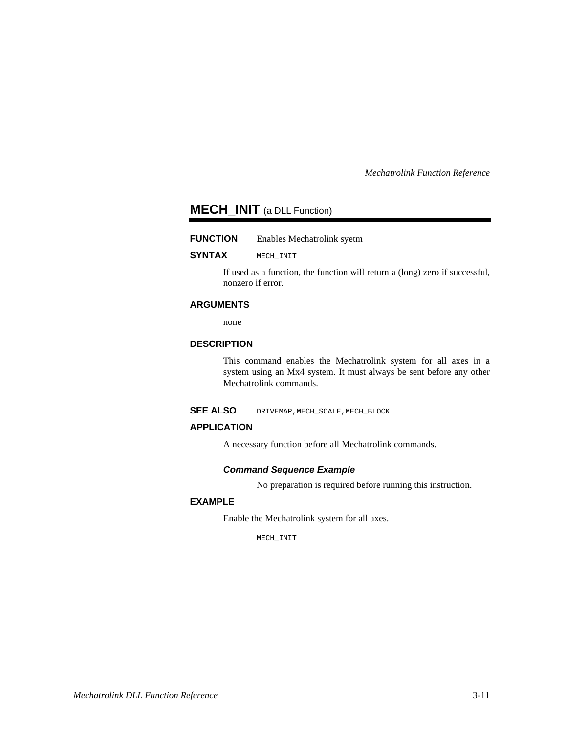## MECH_INIT (a DLL Function)

**FUNCTION** Enables Mechatrolink syetm

**SYNTAX** `MECH_INIT`

If used as a function, the function will return a (long) zero if successful, nonzero if error.

**ARGUMENTS**

none

**DESCRIPTION**

This command enables the Mechatrolink system for all axes in a system using an Mx4 system. It must always be sent before any other Mechatrolink commands.

**SEE ALSO** `DRIVEMAP,MECH_SCALE,MECH_BLOCK`

**APPLICATION**

A necessary function before all Mechatrolink commands.

***Command Sequence Example***

No preparation is required before running this instruction.

**EXAMPLE**

Enable the Mechatrolink system for all axes.

```
MECH_INIT
```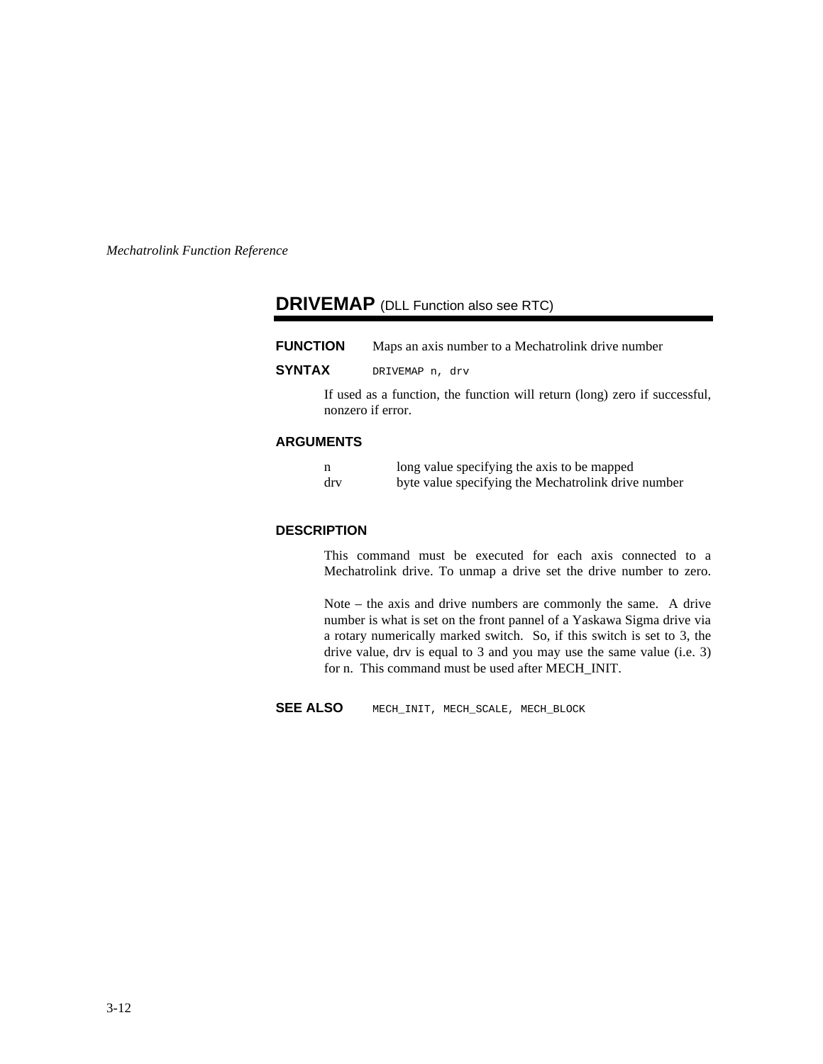## DRIVEMAP (DLL Function also see RTC)

**FUNCTION** Maps an axis number to a Mechatrolink drive number

**SYNTAX** `DRIVEMAP n, drv`

If used as a function, the function will return (long) zero if successful, nonzero if error.

**ARGUMENTS**

| | |
|---|---|
| n | long value specifying the axis to be mapped |
| drv | byte value specifying the Mechatrolink drive number |

**DESCRIPTION**

This command must be executed for each axis connected to a Mechatrolink drive. To unmap a drive set the drive number to zero.

Note – the axis and drive numbers are commonly the same. A drive number is what is set on the front pannel of a Yaskawa Sigma drive via a rotary numerically marked switch. So, if this switch is set to 3, the drive value, drv is equal to 3 and you may use the same value (i.e. 3) for n. This command must be used after MECH_INIT.

**SEE ALSO** `MECH_INIT, MECH_SCALE, MECH_BLOCK`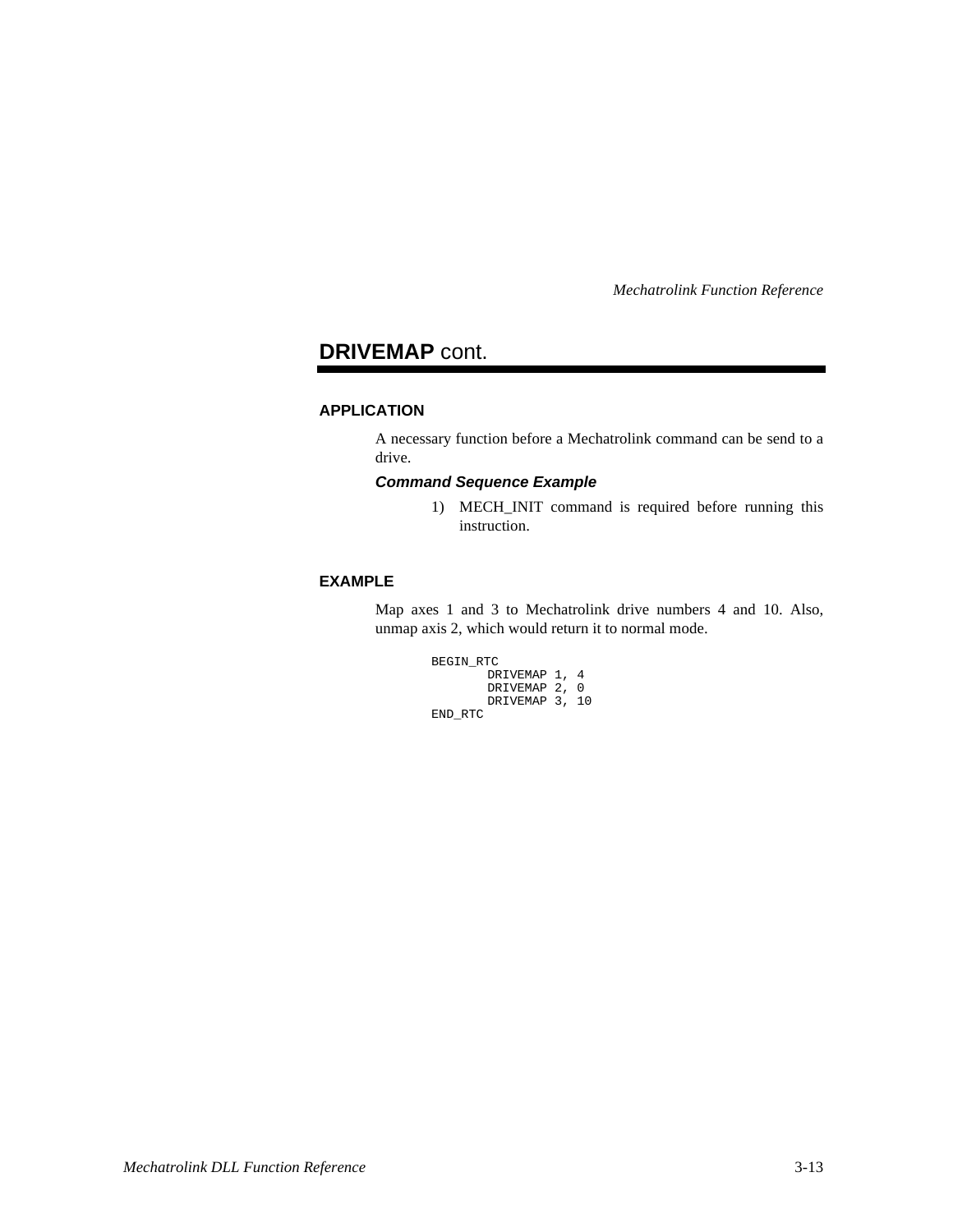## **DRIVEMAP** cont.

### APPLICATION

A necessary function before a Mechatrolink command can be send to a drive.

***Command Sequence Example***

1) MECH_INIT command is required before running this instruction.

### EXAMPLE

Map axes 1 and 3 to Mechatrolink drive numbers 4 and 10. Also, unmap axis 2, which would return it to normal mode.

```
BEGIN_RTC
        DRIVEMAP 1, 4
        DRIVEMAP 2, 0
        DRIVEMAP 3, 10
END_RTC
```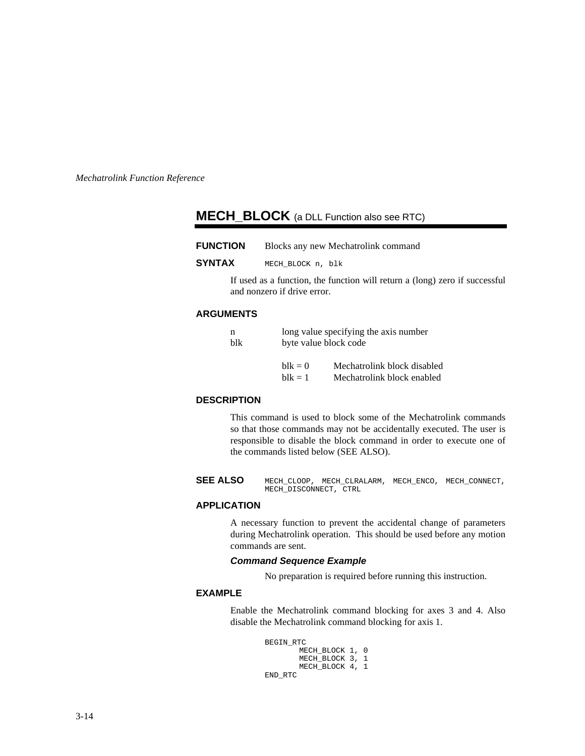## MECH_BLOCK (a DLL Function also see RTC)

**FUNCTION** Blocks any new Mechatrolink command

**SYNTAX** `MECH_BLOCK n, blk`

If used as a function, the function will return a (long) zero if successful and nonzero if drive error.

### ARGUMENTS

| | |
|---|---|
| n | long value specifying the axis number |
| blk | byte value block code |

| | |
|---|---|
| blk = 0 | Mechatrolink block disabled |
| blk = 1 | Mechatrolink block enabled |

### DESCRIPTION

This command is used to block some of the Mechatrolink commands so that those commands may not be accidentally executed. The user is responsible to disable the block command in order to execute one of the commands listed below (SEE ALSO).

**SEE ALSO** `MECH_CLOOP, MECH_CLRALARM, MECH_ENCO, MECH_CONNECT, MECH_DISCONNECT, CTRL`

### APPLICATION

A necessary function to prevent the accidental change of parameters during Mechatrolink operation. This should be used before any motion commands are sent.

***Command Sequence Example***

No preparation is required before running this instruction.

### EXAMPLE

Enable the Mechatrolink command blocking for axes 3 and 4. Also disable the Mechatrolink command blocking for axis 1.

```
BEGIN_RTC
        MECH_BLOCK 1, 0
        MECH_BLOCK 3, 1
        MECH_BLOCK 4, 1
END_RTC
```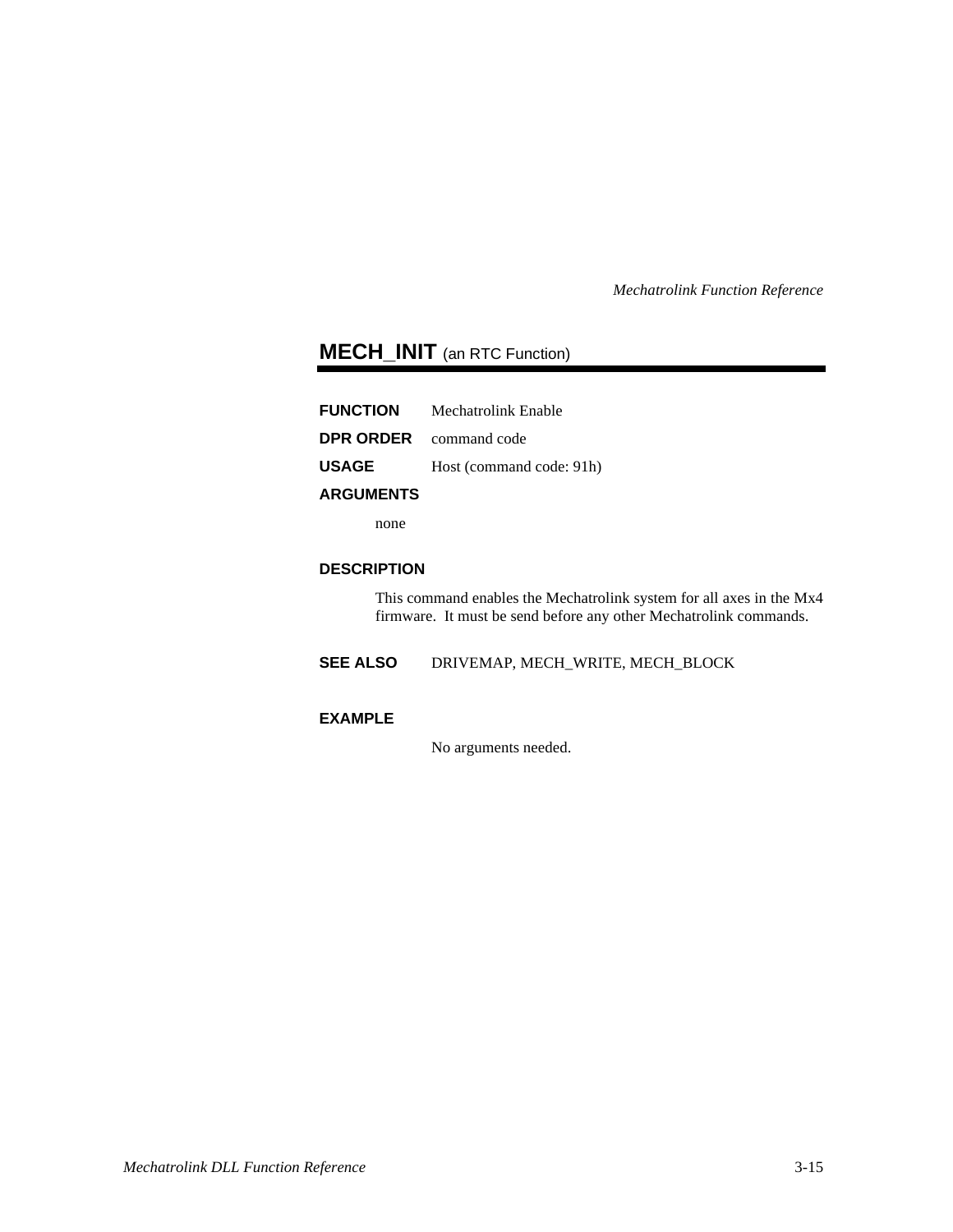## MECH_INIT (an RTC Function)

**FUNCTION** Mechatrolink Enable

**DPR ORDER** command code

**USAGE** Host (command code: 91h)

**ARGUMENTS**

none

**DESCRIPTION**

This command enables the Mechatrolink system for all axes in the Mx4 firmware. It must be send before any other Mechatrolink commands.

**SEE ALSO** DRIVEMAP, MECH_WRITE, MECH_BLOCK

**EXAMPLE**

No arguments needed.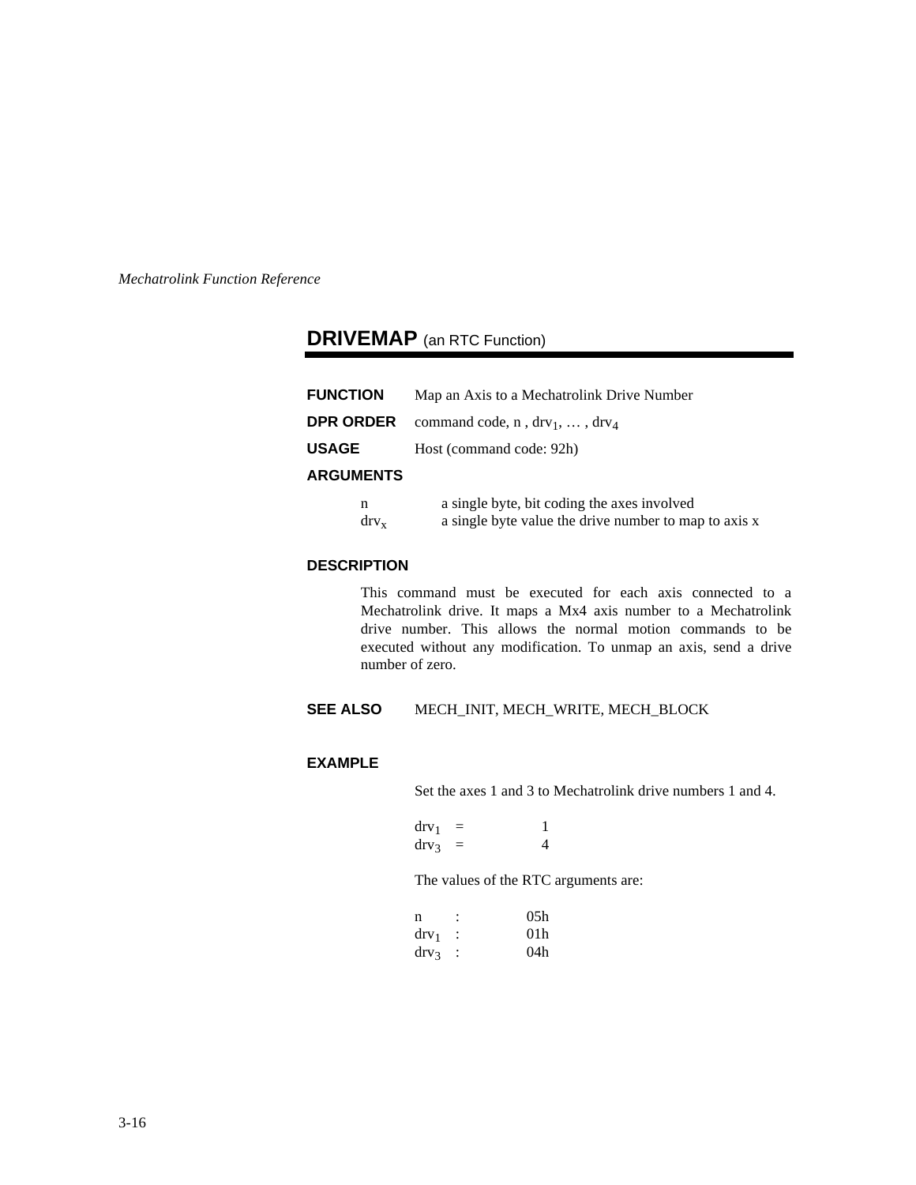## DRIVEMAP (an RTC Function)

**FUNCTION** Map an Axis to a Mechatrolink Drive Number

**DPR ORDER** command code, n , $drv_1$, … , $drv_4$

**USAGE** Host (command code: 92h)

**ARGUMENTS**

| | |
|---|---|
| n | a single byte, bit coding the axes involved |
| $drv_x$ | a single byte value the drive number to map to axis x |

**DESCRIPTION**

This command must be executed for each axis connected to a Mechatrolink drive. It maps a Mx4 axis number to a Mechatrolink drive number. This allows the normal motion commands to be executed without any modification. To unmap an axis, send a drive number of zero.

**SEE ALSO** MECH_INIT, MECH_WRITE, MECH_BLOCK

**EXAMPLE**

Set the axes 1 and 3 to Mechatrolink drive numbers 1 and 4.

| | | |
|---|---|---|
| $drv_1$ | = | 1 |
| $drv_3$ | = | 4 |

The values of the RTC arguments are:

| | | |
|---|---|---|
| n | : | 05h |
| $drv_1$ | : | 01h |
| $drv_3$ | : | 04h |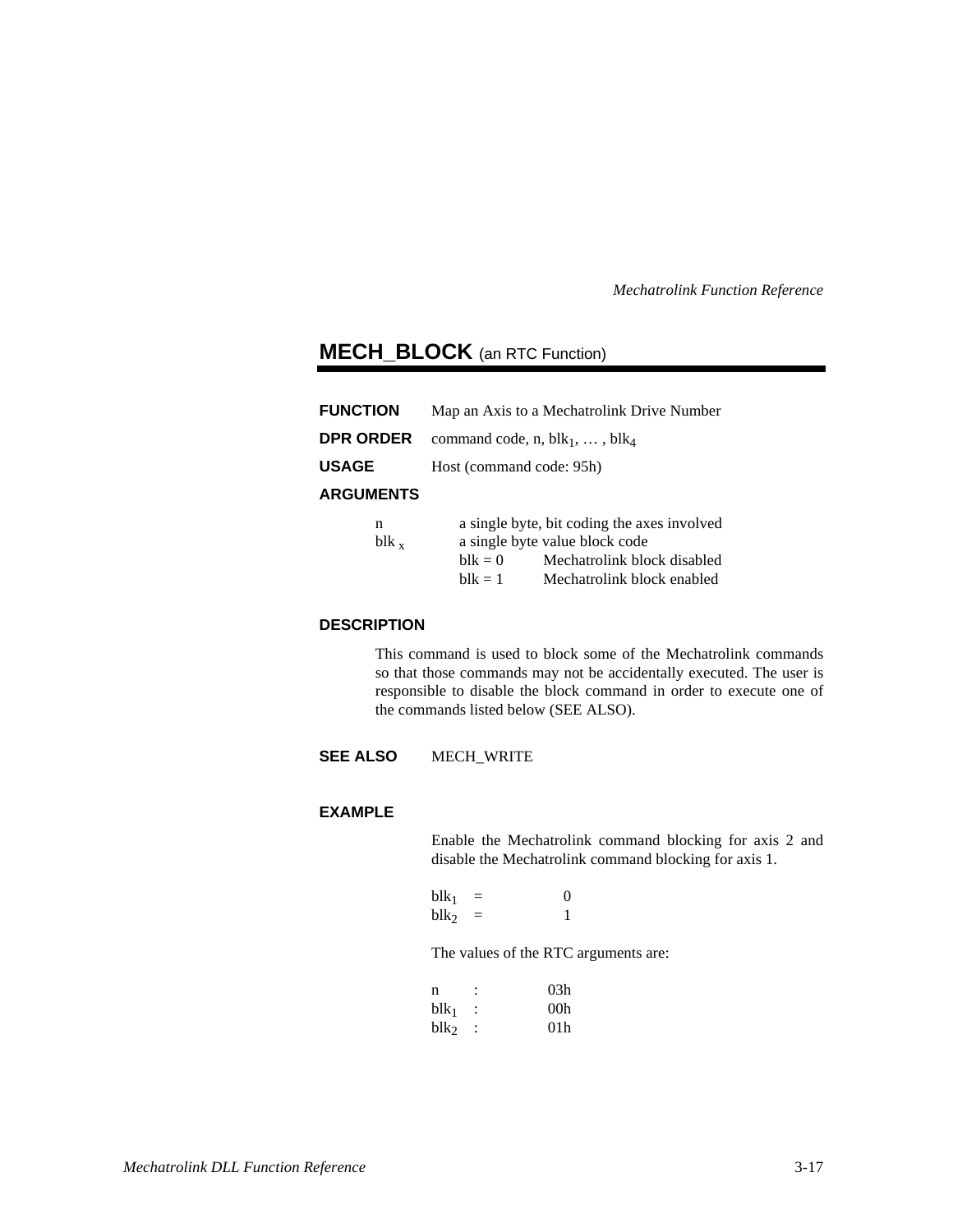## MECH_BLOCK (an RTC Function)

**FUNCTION** Map an Axis to a Mechatrolink Drive Number

**DPR ORDER** command code, n, $blk_1$, … , $blk_4$

**USAGE** Host (command code: 95h)

**ARGUMENTS**

n — a single byte, bit coding the axes involved

$blk_x$ — a single byte value block code

- blk = 0 — Mechatrolink block disabled
- blk = 1 — Mechatrolink block enabled

**DESCRIPTION**

This command is used to block some of the Mechatrolink commands so that those commands may not be accidentally executed. The user is responsible to disable the block command in order to execute one of the commands listed below (SEE ALSO).

**SEE ALSO** MECH_WRITE

**EXAMPLE**

Enable the Mechatrolink command blocking for axis 2 and disable the Mechatrolink command blocking for axis 1.

$blk_1$ = 0
$blk_2$ = 1

The values of the RTC arguments are:

n : 03h
$blk_1$ : 00h
$blk_2$ : 01h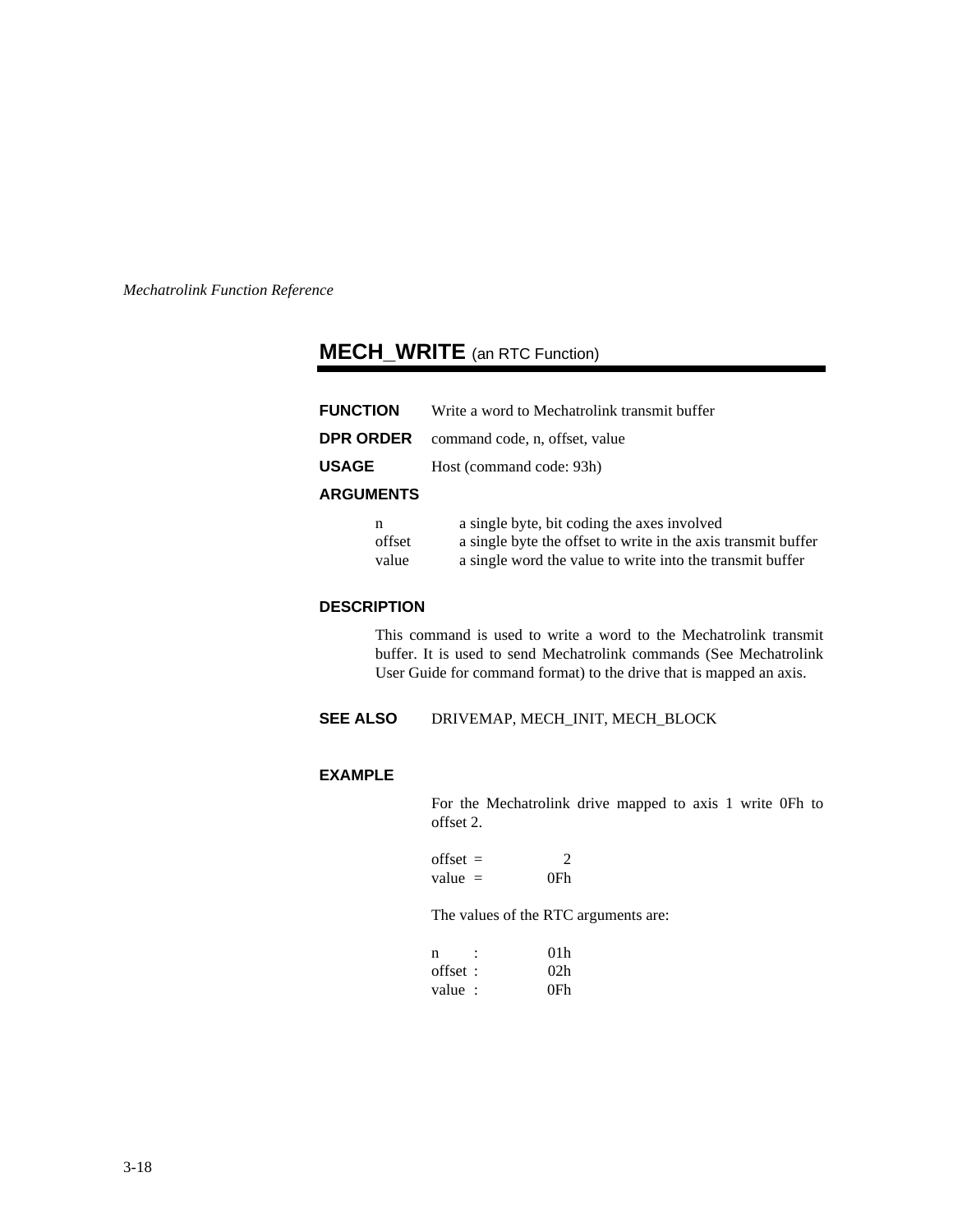## MECH_WRITE (an RTC Function)

**FUNCTION** Write a word to Mechatrolink transmit buffer

**DPR ORDER** command code, n, offset, value

**USAGE** Host (command code: 93h)

**ARGUMENTS**

| | |
|---|---|
| n | a single byte, bit coding the axes involved |
| offset | a single byte the offset to write in the axis transmit buffer |
| value | a single word the value to write into the transmit buffer |

**DESCRIPTION**

This command is used to write a word to the Mechatrolink transmit buffer. It is used to send Mechatrolink commands (See Mechatrolink User Guide for command format) to the drive that is mapped an axis.

**SEE ALSO** DRIVEMAP, MECH_INIT, MECH_BLOCK

**EXAMPLE**

For the Mechatrolink drive mapped to axis 1 write 0Fh to offset 2.

```
offset  =        2
value   =      0Fh
```

The values of the RTC arguments are:

```
n       :      01h
offset  :      02h
value   :      0Fh
```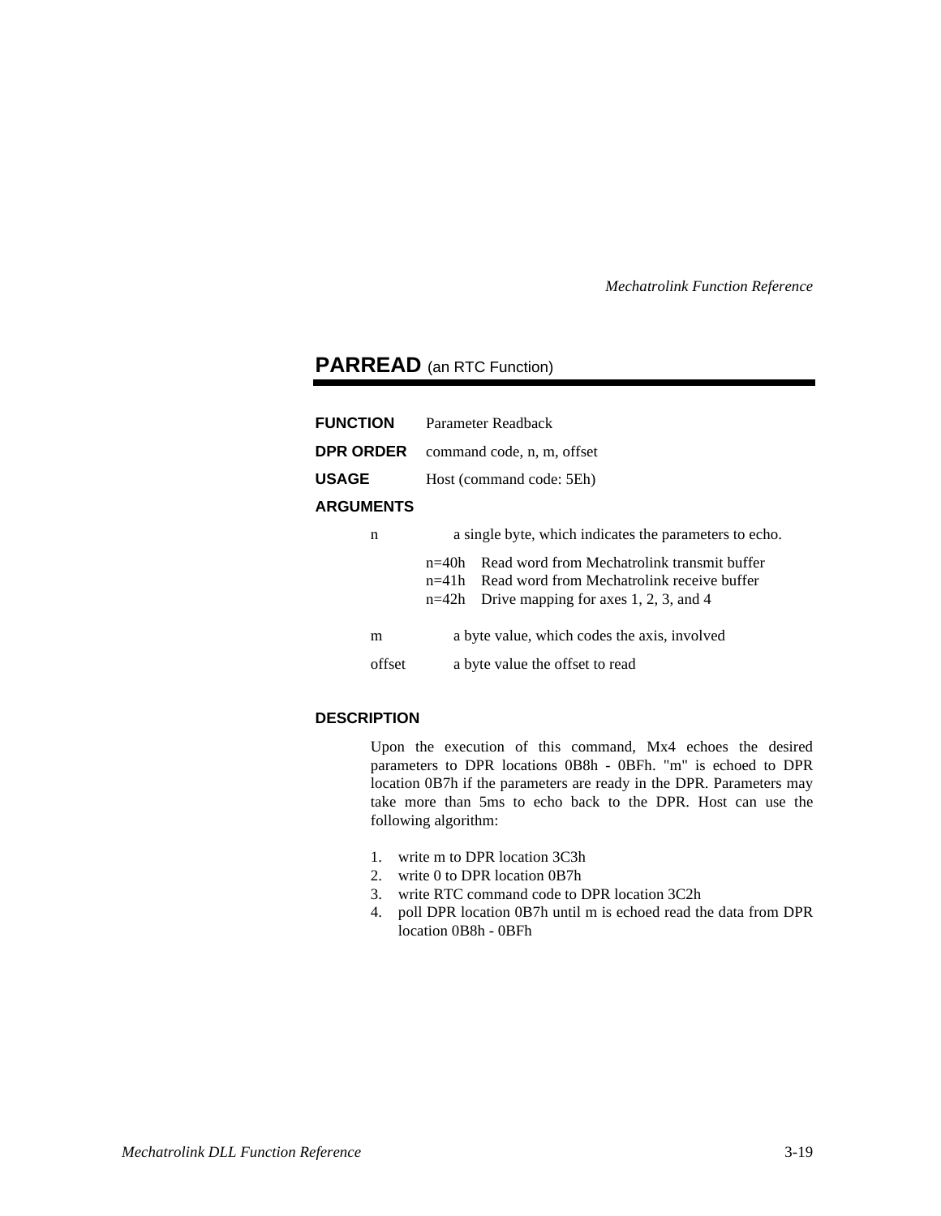## PARREAD (an RTC Function)

**FUNCTION** Parameter Readback

**DPR ORDER** command code, n, m, offset

**USAGE** Host (command code: 5Eh)

**ARGUMENTS**

n — a single byte, which indicates the parameters to echo.

- n=40h Read word from Mechatrolink transmit buffer
- n=41h Read word from Mechatrolink receive buffer
- n=42h Drive mapping for axes 1, 2, 3, and 4

m — a byte value, which codes the axis, involved

offset — a byte value the offset to read

**DESCRIPTION**

Upon the execution of this command, Mx4 echoes the desired parameters to DPR locations 0B8h - 0BFh. "m" is echoed to DPR location 0B7h if the parameters are ready in the DPR. Parameters may take more than 5ms to echo back to the DPR. Host can use the following algorithm:

1. write m to DPR location 3C3h
2. write 0 to DPR location 0B7h
3. write RTC command code to DPR location 3C2h
4. poll DPR location 0B7h until m is echoed read the data from DPR location 0B8h - 0BFh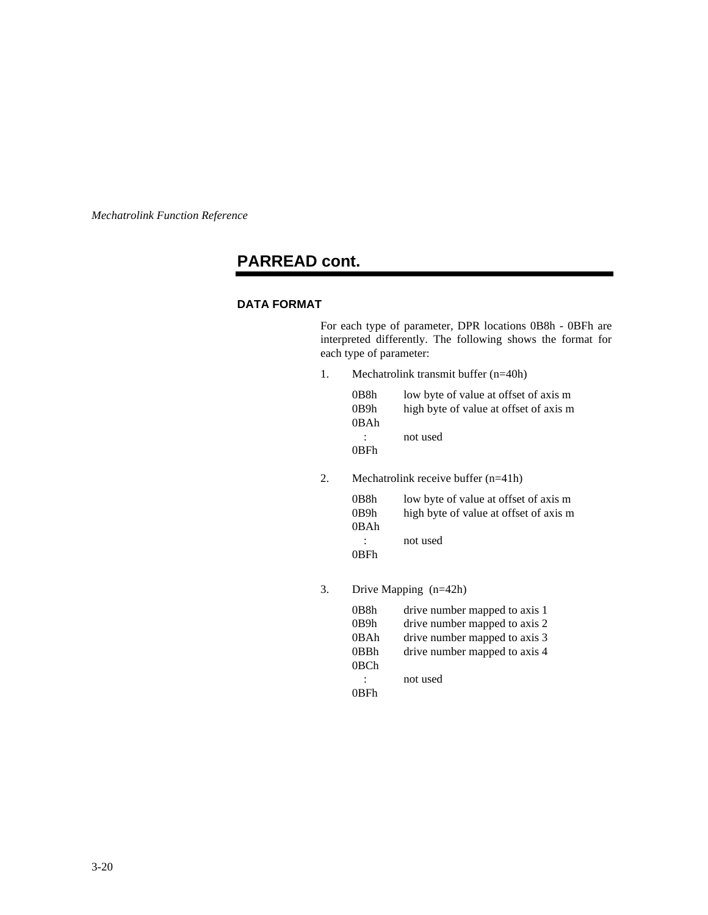## PARREAD cont.

### DATA FORMAT

For each type of parameter, DPR locations 0B8h - 0BFh are interpreted differently. The following shows the format for each type of parameter:

1. Mechatrolink transmit buffer (n=40h)

| | |
|---|---|
| 0B8h | low byte of value at offset of axis m |
| 0B9h | high byte of value at offset of axis m |
| 0BAh : 0BFh | not used |

2. Mechatrolink receive buffer (n=41h)

| | |
|---|---|
| 0B8h | low byte of value at offset of axis m |
| 0B9h | high byte of value at offset of axis m |
| 0BAh : 0BFh | not used |

3. Drive Mapping (n=42h)

| | |
|---|---|
| 0B8h | drive number mapped to axis 1 |
| 0B9h | drive number mapped to axis 2 |
| 0BAh | drive number mapped to axis 3 |
| 0BBh | drive number mapped to axis 4 |
| 0BCh : 0BFh | not used |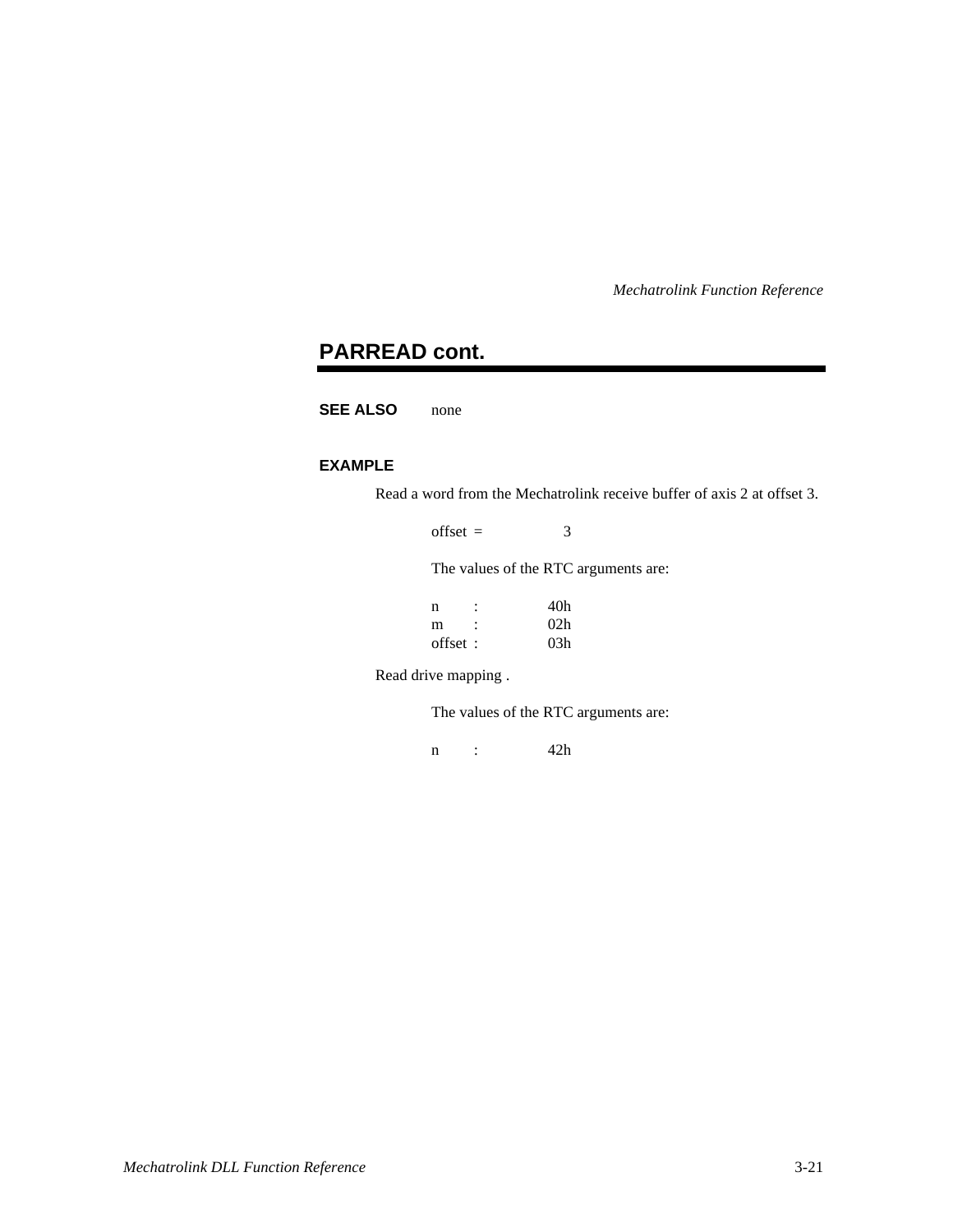## PARREAD cont.

**SEE ALSO** none

**EXAMPLE**

Read a word from the Mechatrolink receive buffer of axis 2 at offset 3.

offset = 3

The values of the RTC arguments are:

| | | |
|---|---|---|
| n | : | 40h |
| m | : | 02h |
| offset | : | 03h |

Read drive mapping .

The values of the RTC arguments are:

| | | |
|---|---|---|
| n | : | 42h |